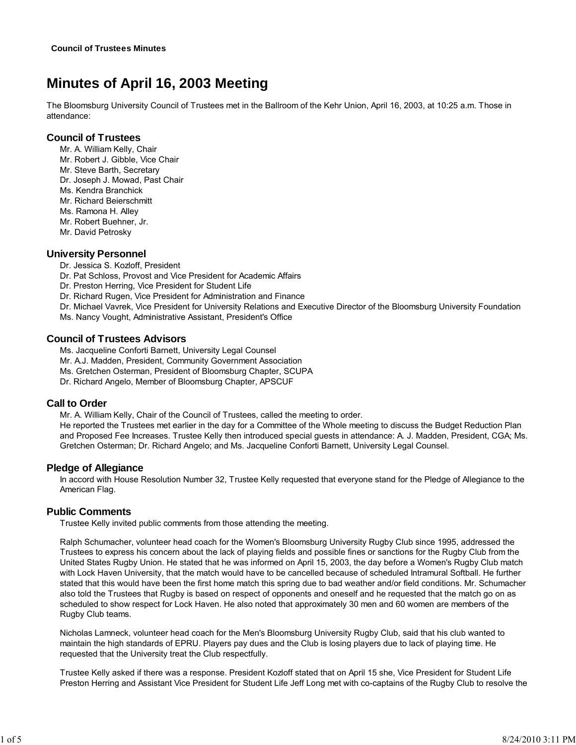Council of Trustees Minutes

# Minutes of April 16, 2003 Meeting

The Bloomsburg University Council of Trustees met in the Ballroom of the Kehr Union, April 16, 2003, at 10:25 a.m. Those in attendance:

## Council of Trustees

Mr. A. William Kelly, Chair
Mr. Robert J. Gibble, Vice Chair
Mr. Steve Barth, Secretary
Dr. Joseph J. Mowad, Past Chair
Ms. Kendra Branchick
Mr. Richard Beierschmitt
Ms. Ramona H. Alley
Mr. Robert Buehner, Jr.
Mr. David Petrosky

## University Personnel

Dr. Jessica S. Kozloff, President
Dr. Pat Schloss, Provost and Vice President for Academic Affairs
Dr. Preston Herring, Vice President for Student Life
Dr. Richard Rugen, Vice President for Administration and Finance
Dr. Michael Vavrek, Vice President for University Relations and Executive Director of the Bloomsburg University Foundation
Ms. Nancy Vought, Administrative Assistant, President's Office

## Council of Trustees Advisors

Ms. Jacqueline Conforti Barnett, University Legal Counsel
Mr. A.J. Madden, President, Community Government Association
Ms. Gretchen Osterman, President of Bloomsburg Chapter, SCUPA
Dr. Richard Angelo, Member of Bloomsburg Chapter, APSCUF

## Call to Order

Mr. A. William Kelly, Chair of the Council of Trustees, called the meeting to order.
He reported the Trustees met earlier in the day for a Committee of the Whole meeting to discuss the Budget Reduction Plan and Proposed Fee Increases. Trustee Kelly then introduced special guests in attendance: A. J. Madden, President, CGA; Ms. Gretchen Osterman; Dr. Richard Angelo; and Ms. Jacqueline Conforti Barnett, University Legal Counsel.

## Pledge of Allegiance

In accord with House Resolution Number 32, Trustee Kelly requested that everyone stand for the Pledge of Allegiance to the American Flag.

## Public Comments

Trustee Kelly invited public comments from those attending the meeting.

Ralph Schumacher, volunteer head coach for the Women's Bloomsburg University Rugby Club since 1995, addressed the Trustees to express his concern about the lack of playing fields and possible fines or sanctions for the Rugby Club from the United States Rugby Union. He stated that he was informed on April 15, 2003, the day before a Women's Rugby Club match with Lock Haven University, that the match would have to be cancelled because of scheduled Intramural Softball. He further stated that this would have been the first home match this spring due to bad weather and/or field conditions. Mr. Schumacher also told the Trustees that Rugby is based on respect of opponents and oneself and he requested that the match go on as scheduled to show respect for Lock Haven. He also noted that approximately 30 men and 60 women are members of the Rugby Club teams.

Nicholas Lamneck, volunteer head coach for the Men's Bloomsburg University Rugby Club, said that his club wanted to maintain the high standards of EPRU. Players pay dues and the Club is losing players due to lack of playing time. He requested that the University treat the Club respectfully.

Trustee Kelly asked if there was a response. President Kozloff stated that on April 15 she, Vice President for Student Life Preston Herring and Assistant Vice President for Student Life Jeff Long met with co-captains of the Rugby Club to resolve the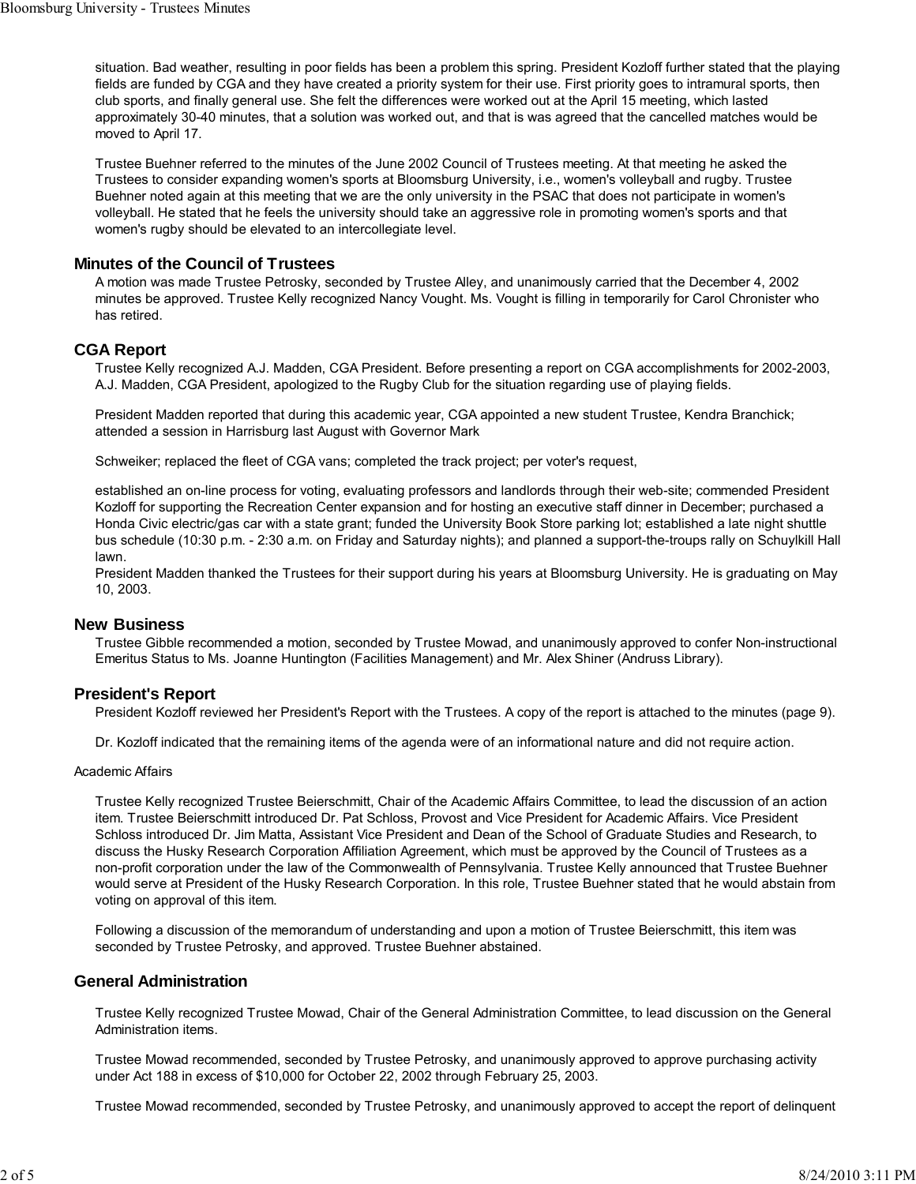situation. Bad weather, resulting in poor fields has been a problem this spring. President Kozloff further stated that the playing fields are funded by CGA and they have created a priority system for their use. First priority goes to intramural sports, then club sports, and finally general use. She felt the differences were worked out at the April 15 meeting, which lasted approximately 30-40 minutes, that a solution was worked out, and that is was agreed that the cancelled matches would be moved to April 17.

Trustee Buehner referred to the minutes of the June 2002 Council of Trustees meeting. At that meeting he asked the Trustees to consider expanding women's sports at Bloomsburg University, i.e., women's volleyball and rugby. Trustee Buehner noted again at this meeting that we are the only university in the PSAC that does not participate in women's volleyball. He stated that he feels the university should take an aggressive role in promoting women's sports and that women's rugby should be elevated to an intercollegiate level.

## Minutes of the Council of Trustees

A motion was made Trustee Petrosky, seconded by Trustee Alley, and unanimously carried that the December 4, 2002 minutes be approved. Trustee Kelly recognized Nancy Vought. Ms. Vought is filling in temporarily for Carol Chronister who has retired.

## CGA Report

Trustee Kelly recognized A.J. Madden, CGA President. Before presenting a report on CGA accomplishments for 2002-2003, A.J. Madden, CGA President, apologized to the Rugby Club for the situation regarding use of playing fields.

President Madden reported that during this academic year, CGA appointed a new student Trustee, Kendra Branchick; attended a session in Harrisburg last August with Governor Mark

Schweiker; replaced the fleet of CGA vans; completed the track project; per voter's request,

established an on-line process for voting, evaluating professors and landlords through their web-site; commended President Kozloff for supporting the Recreation Center expansion and for hosting an executive staff dinner in December; purchased a Honda Civic electric/gas car with a state grant; funded the University Book Store parking lot; established a late night shuttle bus schedule (10:30 p.m. - 2:30 a.m. on Friday and Saturday nights); and planned a support-the-troups rally on Schuylkill Hall lawn.

President Madden thanked the Trustees for their support during his years at Bloomsburg University. He is graduating on May 10, 2003.

## New Business

Trustee Gibble recommended a motion, seconded by Trustee Mowad, and unanimously approved to confer Non-instructional Emeritus Status to Ms. Joanne Huntington (Facilities Management) and Mr. Alex Shiner (Andruss Library).

## President's Report

President Kozloff reviewed her President's Report with the Trustees. A copy of the report is attached to the minutes (page 9).

Dr. Kozloff indicated that the remaining items of the agenda were of an informational nature and did not require action.

Academic Affairs

Trustee Kelly recognized Trustee Beierschmitt, Chair of the Academic Affairs Committee, to lead the discussion of an action item. Trustee Beierschmitt introduced Dr. Pat Schloss, Provost and Vice President for Academic Affairs. Vice President Schloss introduced Dr. Jim Matta, Assistant Vice President and Dean of the School of Graduate Studies and Research, to discuss the Husky Research Corporation Affiliation Agreement, which must be approved by the Council of Trustees as a non-profit corporation under the law of the Commonwealth of Pennsylvania. Trustee Kelly announced that Trustee Buehner would serve at President of the Husky Research Corporation. In this role, Trustee Buehner stated that he would abstain from voting on approval of this item.

Following a discussion of the memorandum of understanding and upon a motion of Trustee Beierschmitt, this item was seconded by Trustee Petrosky, and approved. Trustee Buehner abstained.

## General Administration

Trustee Kelly recognized Trustee Mowad, Chair of the General Administration Committee, to lead discussion on the General Administration items.

Trustee Mowad recommended, seconded by Trustee Petrosky, and unanimously approved to approve purchasing activity under Act 188 in excess of $10,000 for October 22, 2002 through February 25, 2003.

Trustee Mowad recommended, seconded by Trustee Petrosky, and unanimously approved to accept the report of delinquent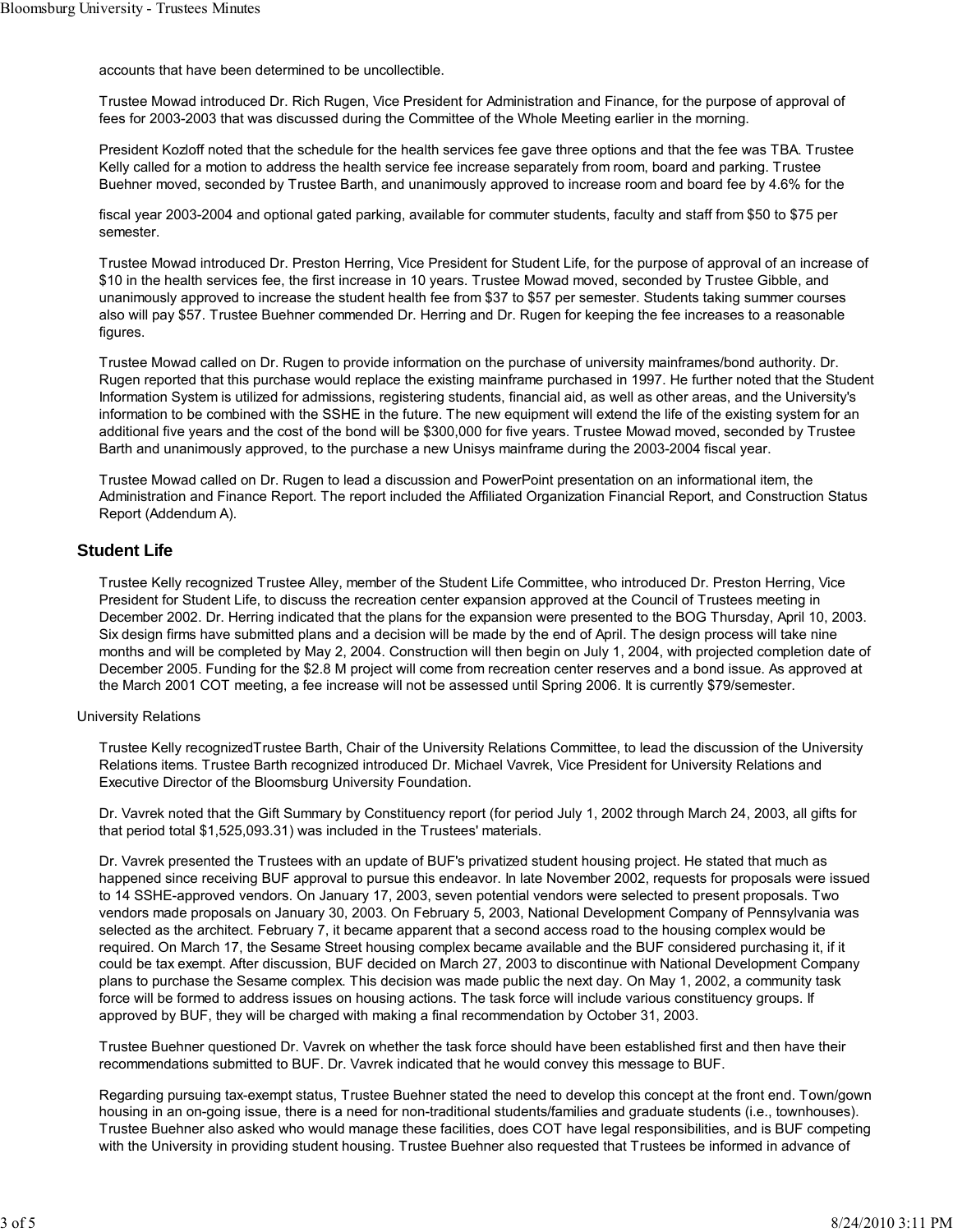accounts that have been determined to be uncollectible.

Trustee Mowad introduced Dr. Rich Rugen, Vice President for Administration and Finance, for the purpose of approval of fees for 2003-2003 that was discussed during the Committee of the Whole Meeting earlier in the morning.

President Kozloff noted that the schedule for the health services fee gave three options and that the fee was TBA. Trustee Kelly called for a motion to address the health service fee increase separately from room, board and parking. Trustee Buehner moved, seconded by Trustee Barth, and unanimously approved to increase room and board fee by 4.6% for the

fiscal year 2003-2004 and optional gated parking, available for commuter students, faculty and staff from $50 to $75 per semester.

Trustee Mowad introduced Dr. Preston Herring, Vice President for Student Life, for the purpose of approval of an increase of $10 in the health services fee, the first increase in 10 years. Trustee Mowad moved, seconded by Trustee Gibble, and unanimously approved to increase the student health fee from $37 to $57 per semester. Students taking summer courses also will pay $57. Trustee Buehner commended Dr. Herring and Dr. Rugen for keeping the fee increases to a reasonable figures.

Trustee Mowad called on Dr. Rugen to provide information on the purchase of university mainframes/bond authority. Dr. Rugen reported that this purchase would replace the existing mainframe purchased in 1997. He further noted that the Student Information System is utilized for admissions, registering students, financial aid, as well as other areas, and the University's information to be combined with the SSHE in the future. The new equipment will extend the life of the existing system for an additional five years and the cost of the bond will be $300,000 for five years. Trustee Mowad moved, seconded by Trustee Barth and unanimously approved, to the purchase a new Unisys mainframe during the 2003-2004 fiscal year.

Trustee Mowad called on Dr. Rugen to lead a discussion and PowerPoint presentation on an informational item, the Administration and Finance Report. The report included the Affiliated Organization Financial Report, and Construction Status Report (Addendum A).

## Student Life

Trustee Kelly recognized Trustee Alley, member of the Student Life Committee, who introduced Dr. Preston Herring, Vice President for Student Life, to discuss the recreation center expansion approved at the Council of Trustees meeting in December 2002. Dr. Herring indicated that the plans for the expansion were presented to the BOG Thursday, April 10, 2003. Six design firms have submitted plans and a decision will be made by the end of April. The design process will take nine months and will be completed by May 2, 2004. Construction will then begin on July 1, 2004, with projected completion date of December 2005. Funding for the $2.8 M project will come from recreation center reserves and a bond issue. As approved at the March 2001 COT meeting, a fee increase will not be assessed until Spring 2006. It is currently $79/semester.

University Relations

Trustee Kelly recognizedTrustee Barth, Chair of the University Relations Committee, to lead the discussion of the University Relations items. Trustee Barth recognized introduced Dr. Michael Vavrek, Vice President for University Relations and Executive Director of the Bloomsburg University Foundation.

Dr. Vavrek noted that the Gift Summary by Constituency report (for period July 1, 2002 through March 24, 2003, all gifts for that period total $1,525,093.31) was included in the Trustees' materials.

Dr. Vavrek presented the Trustees with an update of BUF's privatized student housing project. He stated that much as happened since receiving BUF approval to pursue this endeavor. In late November 2002, requests for proposals were issued to 14 SSHE-approved vendors. On January 17, 2003, seven potential vendors were selected to present proposals. Two vendors made proposals on January 30, 2003. On February 5, 2003, National Development Company of Pennsylvania was selected as the architect. February 7, it became apparent that a second access road to the housing complex would be required. On March 17, the Sesame Street housing complex became available and the BUF considered purchasing it, if it could be tax exempt. After discussion, BUF decided on March 27, 2003 to discontinue with National Development Company plans to purchase the Sesame complex. This decision was made public the next day. On May 1, 2002, a community task force will be formed to address issues on housing actions. The task force will include various constituency groups. If approved by BUF, they will be charged with making a final recommendation by October 31, 2003.

Trustee Buehner questioned Dr. Vavrek on whether the task force should have been established first and then have their recommendations submitted to BUF. Dr. Vavrek indicated that he would convey this message to BUF.

Regarding pursuing tax-exempt status, Trustee Buehner stated the need to develop this concept at the front end. Town/gown housing in an on-going issue, there is a need for non-traditional students/families and graduate students (i.e., townhouses). Trustee Buehner also asked who would manage these facilities, does COT have legal responsibilities, and is BUF competing with the University in providing student housing. Trustee Buehner also requested that Trustees be informed in advance of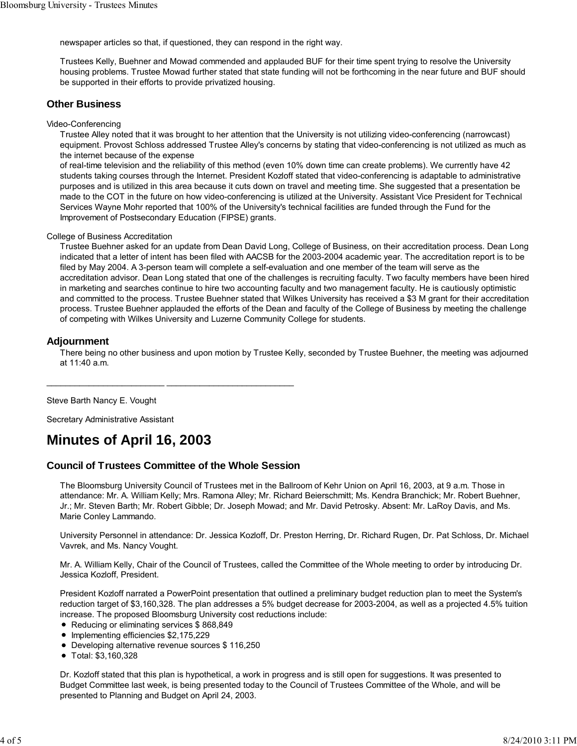newspaper articles so that, if questioned, they can respond in the right way.

Trustees Kelly, Buehner and Mowad commended and applauded BUF for their time spent trying to resolve the University housing problems. Trustee Mowad further stated that state funding will not be forthcoming in the near future and BUF should be supported in their efforts to provide privatized housing.

### Other Business

Video-Conferencing

Trustee Alley noted that it was brought to her attention that the University is not utilizing video-conferencing (narrowcast) equipment. Provost Schloss addressed Trustee Alley's concerns by stating that video-conferencing is not utilized as much as the internet because of the expense
of real-time television and the reliability of this method (even 10% down time can create problems). We currently have 42 students taking courses through the Internet. President Kozloff stated that video-conferencing is adaptable to administrative purposes and is utilized in this area because it cuts down on travel and meeting time. She suggested that a presentation be made to the COT in the future on how video-conferencing is utilized at the University. Assistant Vice President for Technical Services Wayne Mohr reported that 100% of the University's technical facilities are funded through the Fund for the Improvement of Postsecondary Education (FIPSE) grants.

College of Business Accreditation

Trustee Buehner asked for an update from Dean David Long, College of Business, on their accreditation process. Dean Long indicated that a letter of intent has been filed with AACSB for the 2003-2004 academic year. The accreditation report is to be filed by May 2004. A 3-person team will complete a self-evaluation and one member of the team will serve as the accreditation advisor. Dean Long stated that one of the challenges is recruiting faculty. Two faculty members have been hired in marketing and searches continue to hire two accounting faculty and two management faculty. He is cautiously optimistic and committed to the process. Trustee Buehner stated that Wilkes University has received a $3 M grant for their accreditation process. Trustee Buehner applauded the efforts of the Dean and faculty of the College of Business by meeting the challenge of competing with Wilkes University and Luzerne Community College for students.

### Adjournment

There being no other business and upon motion by Trustee Kelly, seconded by Trustee Buehner, the meeting was adjourned at 11:40 a.m.

_________________________ ___________________________

Steve Barth Nancy E. Vought

Secretary Administrative Assistant

# Minutes of April 16, 2003

### Council of Trustees Committee of the Whole Session

The Bloomsburg University Council of Trustees met in the Ballroom of Kehr Union on April 16, 2003, at 9 a.m. Those in attendance: Mr. A. William Kelly; Mrs. Ramona Alley; Mr. Richard Beierschmitt; Ms. Kendra Branchick; Mr. Robert Buehner, Jr.; Mr. Steven Barth; Mr. Robert Gibble; Dr. Joseph Mowad; and Mr. David Petrosky. Absent: Mr. LaRoy Davis, and Ms. Marie Conley Lammando.

University Personnel in attendance: Dr. Jessica Kozloff, Dr. Preston Herring, Dr. Richard Rugen, Dr. Pat Schloss, Dr. Michael Vavrek, and Ms. Nancy Vought.

Mr. A. William Kelly, Chair of the Council of Trustees, called the Committee of the Whole meeting to order by introducing Dr. Jessica Kozloff, President.

President Kozloff narrated a PowerPoint presentation that outlined a preliminary budget reduction plan to meet the System's reduction target of $3,160,328. The plan addresses a 5% budget decrease for 2003-2004, as well as a projected 4.5% tuition increase. The proposed Bloomsburg University cost reductions include:

- Reducing or eliminating services $ 868,849
- Implementing efficiencies $2,175,229
- Developing alternative revenue sources $ 116,250
- Total: $3,160,328

Dr. Kozloff stated that this plan is hypothetical, a work in progress and is still open for suggestions. It was presented to Budget Committee last week, is being presented today to the Council of Trustees Committee of the Whole, and will be presented to Planning and Budget on April 24, 2003.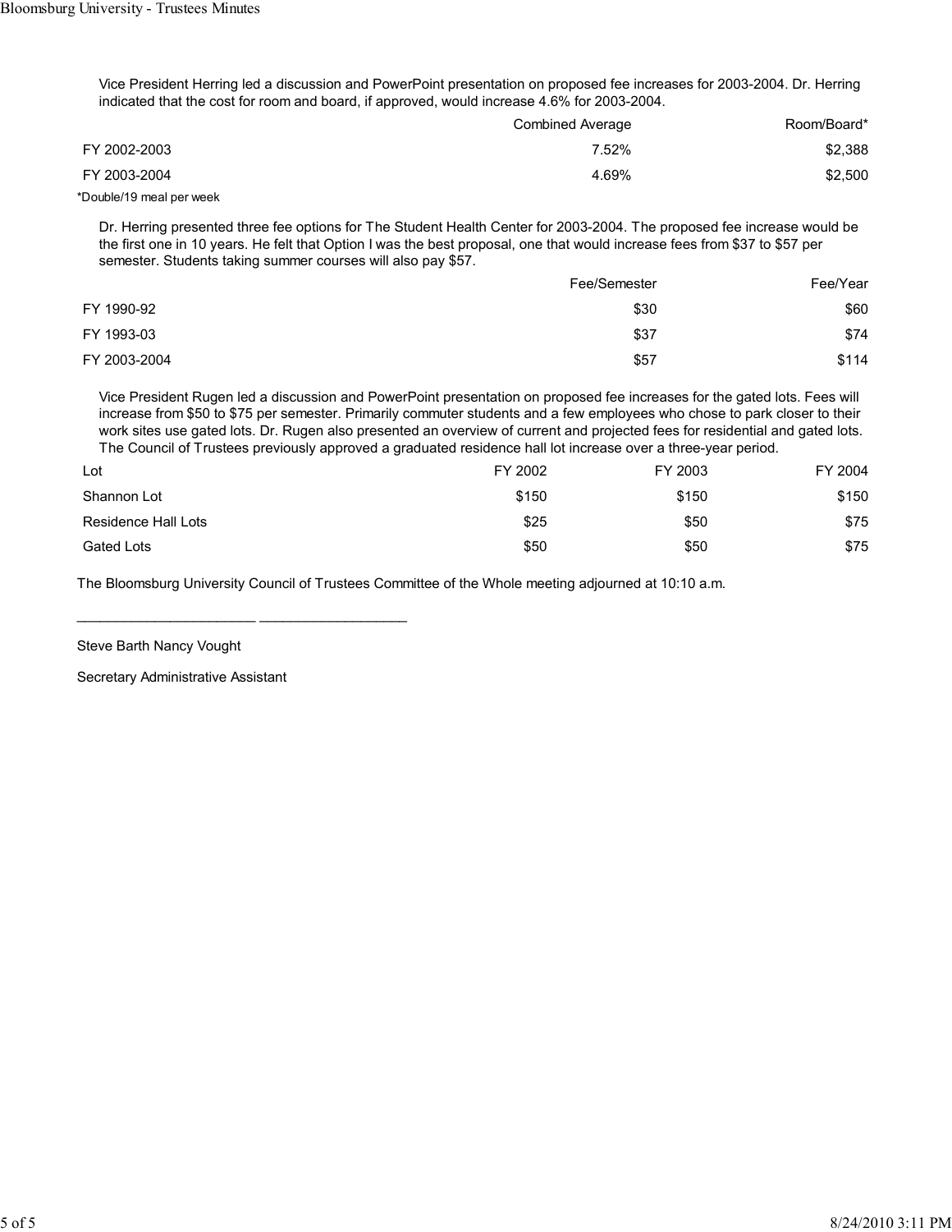Vice President Herring led a discussion and PowerPoint presentation on proposed fee increases for 2003-2004. Dr. Herring indicated that the cost for room and board, if approved, would increase 4.6% for 2003-2004.

| | Combined Average | Room/Board* |
|---|---|---|
| FY 2002-2003 | 7.52% | $2,388 |
| FY 2003-2004 | 4.69% | $2,500 |

*Double/19 meal per week

Dr. Herring presented three fee options for The Student Health Center for 2003-2004. The proposed fee increase would be the first one in 10 years. He felt that Option I was the best proposal, one that would increase fees from $37 to $57 per semester. Students taking summer courses will also pay $57.

| | Fee/Semester | Fee/Year |
|---|---|---|
| FY 1990-92 | $30 | $60 |
| FY 1993-03 | $37 | $74 |
| FY 2003-2004 | $57 | $114 |

Vice President Rugen led a discussion and PowerPoint presentation on proposed fee increases for the gated lots. Fees will increase from $50 to $75 per semester. Primarily commuter students and a few employees who chose to park closer to their work sites use gated lots. Dr. Rugen also presented an overview of current and projected fees for residential and gated lots. The Council of Trustees previously approved a graduated residence hall lot increase over a three-year period.

| Lot | FY 2002 | FY 2003 | FY 2004 |
|---|---|---|---|
| Shannon Lot | $150 | $150 | $150 |
| Residence Hall Lots | $25 | $50 | $75 |
| Gated Lots | $50 | $50 | $75 |

The Bloomsburg University Council of Trustees Committee of the Whole meeting adjourned at 10:10 a.m.

_______________________ ___________________

Steve Barth Nancy Vought

Secretary Administrative Assistant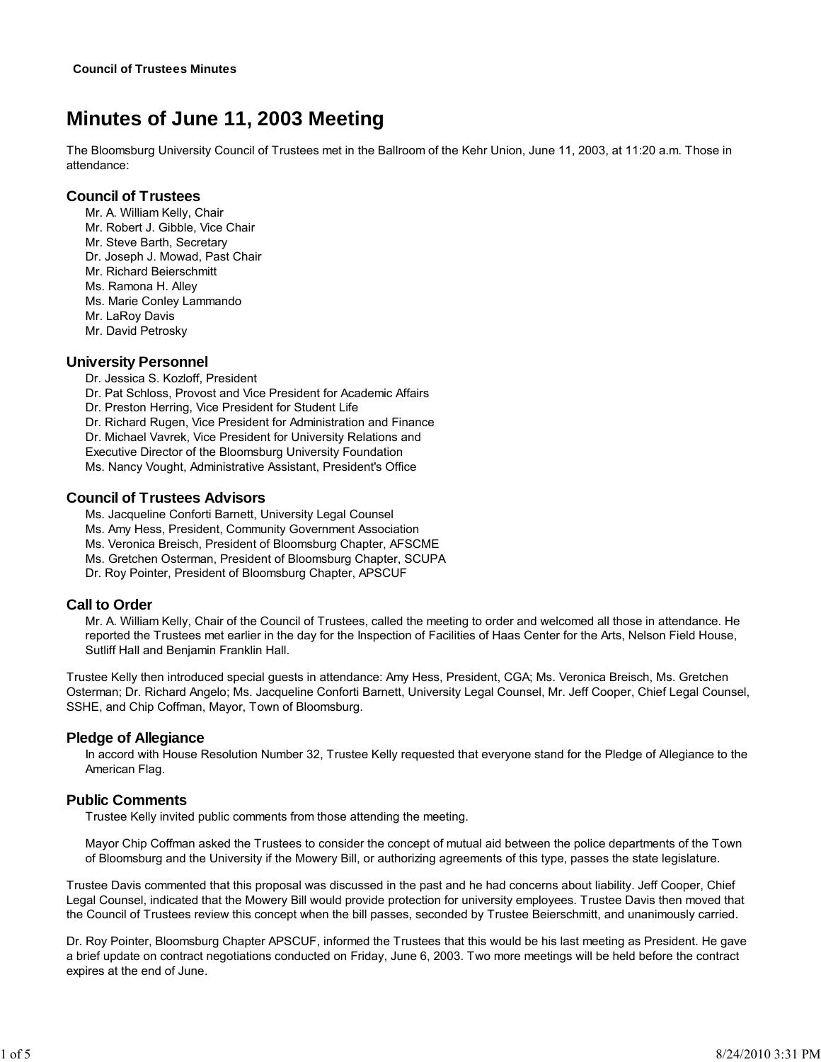**Council of Trustees Minutes**

# Minutes of June 11, 2003 Meeting

The Bloomsburg University Council of Trustees met in the Ballroom of the Kehr Union, June 11, 2003, at 11:20 a.m. Those in attendance:

## Council of Trustees

Mr. A. William Kelly, Chair
Mr. Robert J. Gibble, Vice Chair
Mr. Steve Barth, Secretary
Dr. Joseph J. Mowad, Past Chair
Mr. Richard Beierschmitt
Ms. Ramona H. Alley
Ms. Marie Conley Lammando
Mr. LaRoy Davis
Mr. David Petrosky

## University Personnel

Dr. Jessica S. Kozloff, President
Dr. Pat Schloss, Provost and Vice President for Academic Affairs
Dr. Preston Herring, Vice President for Student Life
Dr. Richard Rugen, Vice President for Administration and Finance
Dr. Michael Vavrek, Vice President for University Relations and Executive Director of the Bloomsburg University Foundation
Ms. Nancy Vought, Administrative Assistant, President's Office

## Council of Trustees Advisors

Ms. Jacqueline Conforti Barnett, University Legal Counsel
Ms. Amy Hess, President, Community Government Association
Ms. Veronica Breisch, President of Bloomsburg Chapter, AFSCME
Ms. Gretchen Osterman, President of Bloomsburg Chapter, SCUPA
Dr. Roy Pointer, President of Bloomsburg Chapter, APSCUF

## Call to Order

Mr. A. William Kelly, Chair of the Council of Trustees, called the meeting to order and welcomed all those in attendance. He reported the Trustees met earlier in the day for the Inspection of Facilities of Haas Center for the Arts, Nelson Field House, Sutliff Hall and Benjamin Franklin Hall.

Trustee Kelly then introduced special guests in attendance: Amy Hess, President, CGA; Ms. Veronica Breisch, Ms. Gretchen Osterman; Dr. Richard Angelo; Ms. Jacqueline Conforti Barnett, University Legal Counsel, Mr. Jeff Cooper, Chief Legal Counsel, SSHE, and Chip Coffman, Mayor, Town of Bloomsburg.

## Pledge of Allegiance

In accord with House Resolution Number 32, Trustee Kelly requested that everyone stand for the Pledge of Allegiance to the American Flag.

## Public Comments

Trustee Kelly invited public comments from those attending the meeting.

Mayor Chip Coffman asked the Trustees to consider the concept of mutual aid between the police departments of the Town of Bloomsburg and the University if the Mowery Bill, or authorizing agreements of this type, passes the state legislature.

Trustee Davis commented that this proposal was discussed in the past and he had concerns about liability. Jeff Cooper, Chief Legal Counsel, indicated that the Mowery Bill would provide protection for university employees. Trustee Davis then moved that the Council of Trustees review this concept when the bill passes, seconded by Trustee Beierschmitt, and unanimously carried.

Dr. Roy Pointer, Bloomsburg Chapter APSCUF, informed the Trustees that this would be his last meeting as President. He gave a brief update on contract negotiations conducted on Friday, June 6, 2003. Two more meetings will be held before the contract expires at the end of June.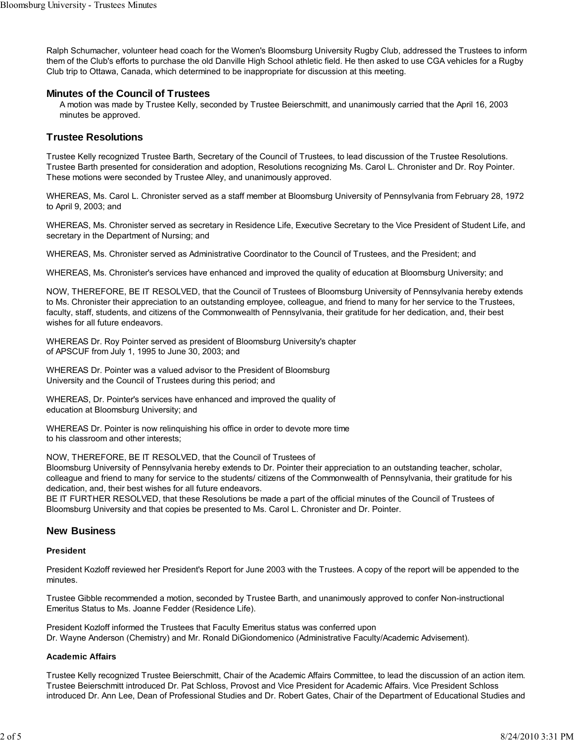Ralph Schumacher, volunteer head coach for the Women's Bloomsburg University Rugby Club, addressed the Trustees to inform them of the Club's efforts to purchase the old Danville High School athletic field. He then asked to use CGA vehicles for a Rugby Club trip to Ottawa, Canada, which determined to be inappropriate for discussion at this meeting.

## Minutes of the Council of Trustees

A motion was made by Trustee Kelly, seconded by Trustee Beierschmitt, and unanimously carried that the April 16, 2003 minutes be approved.

## Trustee Resolutions

Trustee Kelly recognized Trustee Barth, Secretary of the Council of Trustees, to lead discussion of the Trustee Resolutions. Trustee Barth presented for consideration and adoption, Resolutions recognizing Ms. Carol L. Chronister and Dr. Roy Pointer. These motions were seconded by Trustee Alley, and unanimously approved.

WHEREAS, Ms. Carol L. Chronister served as a staff member at Bloomsburg University of Pennsylvania from February 28, 1972 to April 9, 2003; and

WHEREAS, Ms. Chronister served as secretary in Residence Life, Executive Secretary to the Vice President of Student Life, and secretary in the Department of Nursing; and

WHEREAS, Ms. Chronister served as Administrative Coordinator to the Council of Trustees, and the President; and

WHEREAS, Ms. Chronister's services have enhanced and improved the quality of education at Bloomsburg University; and

NOW, THEREFORE, BE IT RESOLVED, that the Council of Trustees of Bloomsburg University of Pennsylvania hereby extends to Ms. Chronister their appreciation to an outstanding employee, colleague, and friend to many for her service to the Trustees, faculty, staff, students, and citizens of the Commonwealth of Pennsylvania, their gratitude for her dedication, and, their best wishes for all future endeavors.

WHEREAS Dr. Roy Pointer served as president of Bloomsburg University's chapter of APSCUF from July 1, 1995 to June 30, 2003; and

WHEREAS Dr. Pointer was a valued advisor to the President of Bloomsburg University and the Council of Trustees during this period; and

WHEREAS, Dr. Pointer's services have enhanced and improved the quality of education at Bloomsburg University; and

WHEREAS Dr. Pointer is now relinquishing his office in order to devote more time to his classroom and other interests;

NOW, THEREFORE, BE IT RESOLVED, that the Council of Trustees of Bloomsburg University of Pennsylvania hereby extends to Dr. Pointer their appreciation to an outstanding teacher, scholar, colleague and friend to many for service to the students/ citizens of the Commonwealth of Pennsylvania, their gratitude for his dedication, and, their best wishes for all future endeavors.
BE IT FURTHER RESOLVED, that these Resolutions be made a part of the official minutes of the Council of Trustees of Bloomsburg University and that copies be presented to Ms. Carol L. Chronister and Dr. Pointer.

## New Business

### President

President Kozloff reviewed her President's Report for June 2003 with the Trustees. A copy of the report will be appended to the minutes.

Trustee Gibble recommended a motion, seconded by Trustee Barth, and unanimously approved to confer Non-instructional Emeritus Status to Ms. Joanne Fedder (Residence Life).

President Kozloff informed the Trustees that Faculty Emeritus status was conferred upon Dr. Wayne Anderson (Chemistry) and Mr. Ronald DiGiondomenico (Administrative Faculty/Academic Advisement).

### Academic Affairs

Trustee Kelly recognized Trustee Beierschmitt, Chair of the Academic Affairs Committee, to lead the discussion of an action item. Trustee Beierschmitt introduced Dr. Pat Schloss, Provost and Vice President for Academic Affairs. Vice President Schloss introduced Dr. Ann Lee, Dean of Professional Studies and Dr. Robert Gates, Chair of the Department of Educational Studies and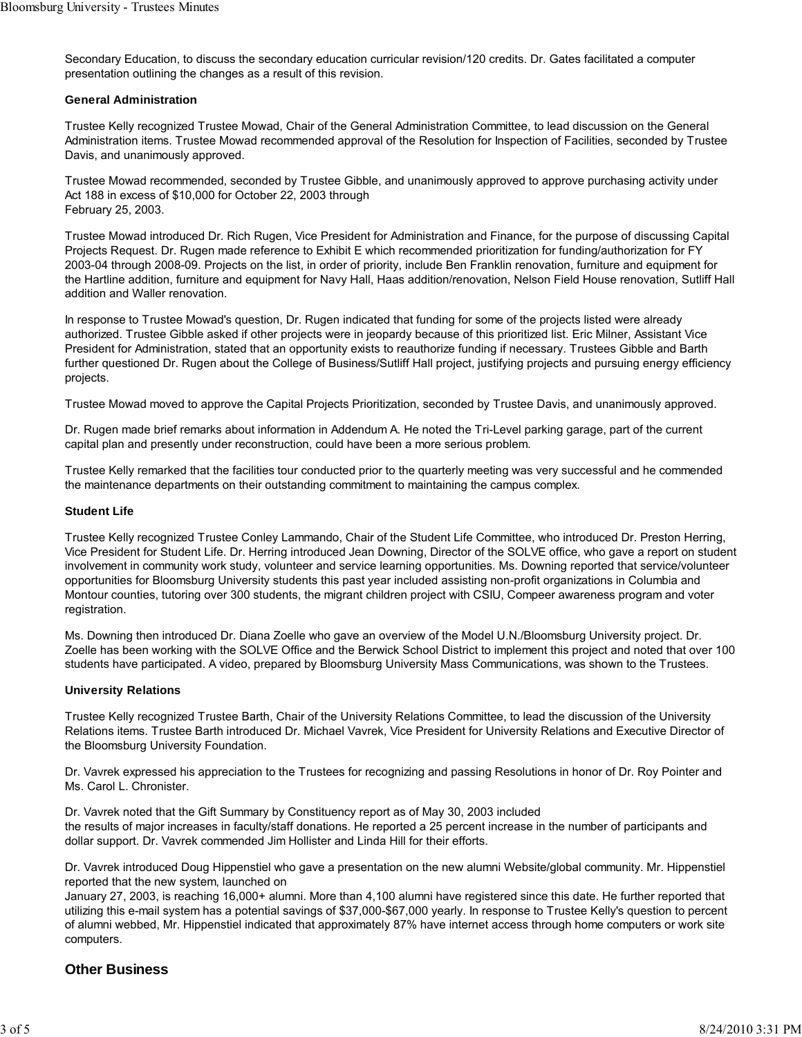Secondary Education, to discuss the secondary education curricular revision/120 credits. Dr. Gates facilitated a computer presentation outlining the changes as a result of this revision.

**General Administration**

Trustee Kelly recognized Trustee Mowad, Chair of the General Administration Committee, to lead discussion on the General Administration items. Trustee Mowad recommended approval of the Resolution for Inspection of Facilities, seconded by Trustee Davis, and unanimously approved.

Trustee Mowad recommended, seconded by Trustee Gibble, and unanimously approved to approve purchasing activity under Act 188 in excess of $10,000 for October 22, 2003 through February 25, 2003.

Trustee Mowad introduced Dr. Rich Rugen, Vice President for Administration and Finance, for the purpose of discussing Capital Projects Request. Dr. Rugen made reference to Exhibit E which recommended prioritization for funding/authorization for FY 2003-04 through 2008-09. Projects on the list, in order of priority, include Ben Franklin renovation, furniture and equipment for the Hartline addition, furniture and equipment for Navy Hall, Haas addition/renovation, Nelson Field House renovation, Sutliff Hall addition and Waller renovation.

In response to Trustee Mowad's question, Dr. Rugen indicated that funding for some of the projects listed were already authorized. Trustee Gibble asked if other projects were in jeopardy because of this prioritized list. Eric Milner, Assistant Vice President for Administration, stated that an opportunity exists to reauthorize funding if necessary. Trustees Gibble and Barth further questioned Dr. Rugen about the College of Business/Sutliff Hall project, justifying projects and pursuing energy efficiency projects.

Trustee Mowad moved to approve the Capital Projects Prioritization, seconded by Trustee Davis, and unanimously approved.

Dr. Rugen made brief remarks about information in Addendum A. He noted the Tri-Level parking garage, part of the current capital plan and presently under reconstruction, could have been a more serious problem.

Trustee Kelly remarked that the facilities tour conducted prior to the quarterly meeting was very successful and he commended the maintenance departments on their outstanding commitment to maintaining the campus complex.

**Student Life**

Trustee Kelly recognized Trustee Conley Lammando, Chair of the Student Life Committee, who introduced Dr. Preston Herring, Vice President for Student Life. Dr. Herring introduced Jean Downing, Director of the SOLVE office, who gave a report on student involvement in community work study, volunteer and service learning opportunities. Ms. Downing reported that service/volunteer opportunities for Bloomsburg University students this past year included assisting non-profit organizations in Columbia and Montour counties, tutoring over 300 students, the migrant children project with CSIU, Compeer awareness program and voter registration.

Ms. Downing then introduced Dr. Diana Zoelle who gave an overview of the Model U.N./Bloomsburg University project. Dr. Zoelle has been working with the SOLVE Office and the Berwick School District to implement this project and noted that over 100 students have participated. A video, prepared by Bloomsburg University Mass Communications, was shown to the Trustees.

**University Relations**

Trustee Kelly recognized Trustee Barth, Chair of the University Relations Committee, to lead the discussion of the University Relations items. Trustee Barth introduced Dr. Michael Vavrek, Vice President for University Relations and Executive Director of the Bloomsburg University Foundation.

Dr. Vavrek expressed his appreciation to the Trustees for recognizing and passing Resolutions in honor of Dr. Roy Pointer and Ms. Carol L. Chronister.

Dr. Vavrek noted that the Gift Summary by Constituency report as of May 30, 2003 included the results of major increases in faculty/staff donations. He reported a 25 percent increase in the number of participants and dollar support. Dr. Vavrek commended Jim Hollister and Linda Hill for their efforts.

Dr. Vavrek introduced Doug Hippenstiel who gave a presentation on the new alumni Website/global community. Mr. Hippenstiel reported that the new system, launched on January 27, 2003, is reaching 16,000+ alumni. More than 4,100 alumni have registered since this date. He further reported that utilizing this e-mail system has a potential savings of $37,000-$67,000 yearly. In response to Trustee Kelly's question to percent of alumni webbed, Mr. Hippenstiel indicated that approximately 87% have internet access through home computers or work site computers.

## Other Business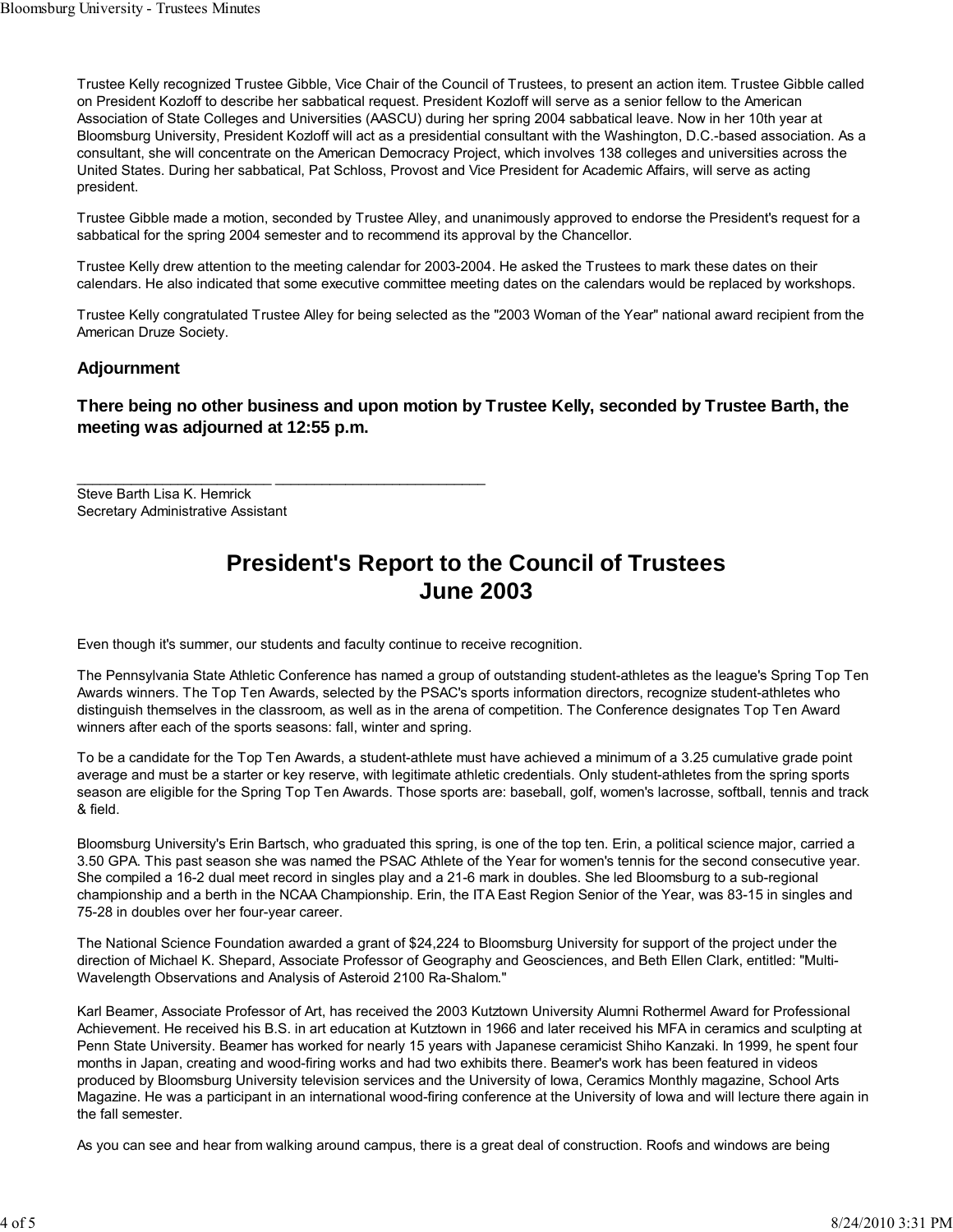Trustee Kelly recognized Trustee Gibble, Vice Chair of the Council of Trustees, to present an action item. Trustee Gibble called on President Kozloff to describe her sabbatical request. President Kozloff will serve as a senior fellow to the American Association of State Colleges and Universities (AASCU) during her spring 2004 sabbatical leave. Now in her 10th year at Bloomsburg University, President Kozloff will act as a presidential consultant with the Washington, D.C.-based association. As a consultant, she will concentrate on the American Democracy Project, which involves 138 colleges and universities across the United States. During her sabbatical, Pat Schloss, Provost and Vice President for Academic Affairs, will serve as acting president.

Trustee Gibble made a motion, seconded by Trustee Alley, and unanimously approved to endorse the President's request for a sabbatical for the spring 2004 semester and to recommend its approval by the Chancellor.

Trustee Kelly drew attention to the meeting calendar for 2003-2004. He asked the Trustees to mark these dates on their calendars. He also indicated that some executive committee meeting dates on the calendars would be replaced by workshops.

Trustee Kelly congratulated Trustee Alley for being selected as the "2003 Woman of the Year" national award recipient from the American Druze Society.

### Adjournment

**There being no other business and upon motion by Trustee Kelly, seconded by Trustee Barth, the meeting was adjourned at 12:55 p.m.**

________________________ __________________________
Steve Barth Lisa K. Hemrick
Secretary Administrative Assistant

# President's Report to the Council of Trustees
# June 2003

Even though it's summer, our students and faculty continue to receive recognition.

The Pennsylvania State Athletic Conference has named a group of outstanding student-athletes as the league's Spring Top Ten Awards winners. The Top Ten Awards, selected by the PSAC's sports information directors, recognize student-athletes who distinguish themselves in the classroom, as well as in the arena of competition. The Conference designates Top Ten Award winners after each of the sports seasons: fall, winter and spring.

To be a candidate for the Top Ten Awards, a student-athlete must have achieved a minimum of a 3.25 cumulative grade point average and must be a starter or key reserve, with legitimate athletic credentials. Only student-athletes from the spring sports season are eligible for the Spring Top Ten Awards. Those sports are: baseball, golf, women's lacrosse, softball, tennis and track & field.

Bloomsburg University's Erin Bartsch, who graduated this spring, is one of the top ten. Erin, a political science major, carried a 3.50 GPA. This past season she was named the PSAC Athlete of the Year for women's tennis for the second consecutive year. She compiled a 16-2 dual meet record in singles play and a 21-6 mark in doubles. She led Bloomsburg to a sub-regional championship and a berth in the NCAA Championship. Erin, the ITA East Region Senior of the Year, was 83-15 in singles and 75-28 in doubles over her four-year career.

The National Science Foundation awarded a grant of $24,224 to Bloomsburg University for support of the project under the direction of Michael K. Shepard, Associate Professor of Geography and Geosciences, and Beth Ellen Clark, entitled: "Multi-Wavelength Observations and Analysis of Asteroid 2100 Ra-Shalom."

Karl Beamer, Associate Professor of Art, has received the 2003 Kutztown University Alumni Rothermel Award for Professional Achievement. He received his B.S. in art education at Kutztown in 1966 and later received his MFA in ceramics and sculpting at Penn State University. Beamer has worked for nearly 15 years with Japanese ceramicist Shiho Kanzaki. In 1999, he spent four months in Japan, creating and wood-firing works and had two exhibits there. Beamer's work has been featured in videos produced by Bloomsburg University television services and the University of Iowa, Ceramics Monthly magazine, School Arts Magazine. He was a participant in an international wood-firing conference at the University of Iowa and will lecture there again in the fall semester.

As you can see and hear from walking around campus, there is a great deal of construction. Roofs and windows are being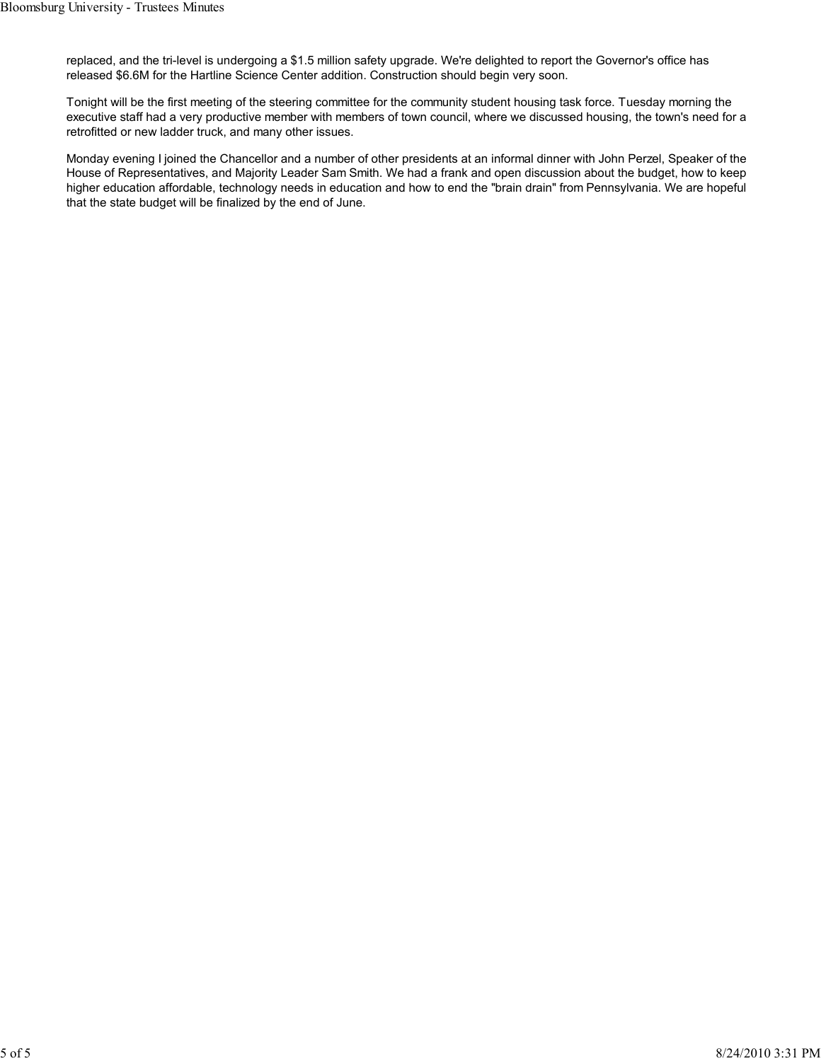replaced, and the tri-level is undergoing a $1.5 million safety upgrade. We're delighted to report the Governor's office has released $6.6M for the Hartline Science Center addition. Construction should begin very soon.

Tonight will be the first meeting of the steering committee for the community student housing task force. Tuesday morning the executive staff had a very productive member with members of town council, where we discussed housing, the town's need for a retrofitted or new ladder truck, and many other issues.

Monday evening I joined the Chancellor and a number of other presidents at an informal dinner with John Perzel, Speaker of the House of Representatives, and Majority Leader Sam Smith. We had a frank and open discussion about the budget, how to keep higher education affordable, technology needs in education and how to end the "brain drain" from Pennsylvania. We are hopeful that the state budget will be finalized by the end of June.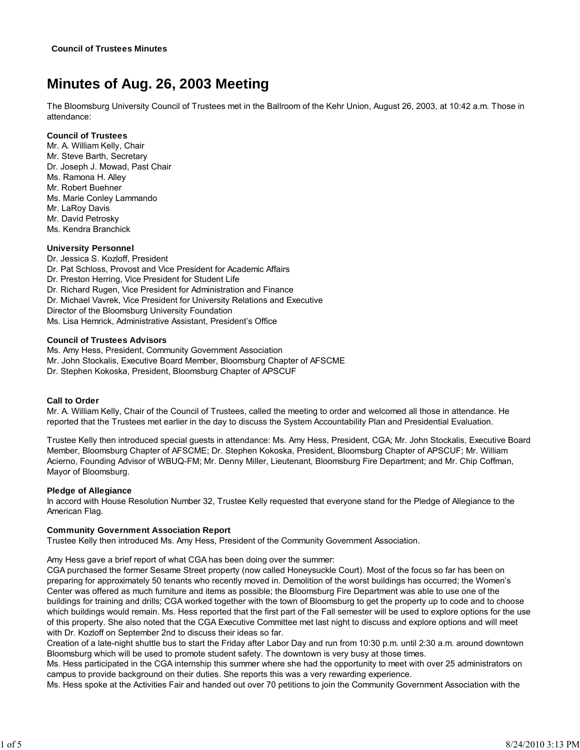**Council of Trustees Minutes**

# Minutes of Aug. 26, 2003 Meeting

The Bloomsburg University Council of Trustees met in the Ballroom of the Kehr Union, August 26, 2003, at 10:42 a.m. Those in attendance:

**Council of Trustees**
Mr. A. William Kelly, Chair
Mr. Steve Barth, Secretary
Dr. Joseph J. Mowad, Past Chair
Ms. Ramona H. Alley
Mr. Robert Buehner
Ms. Marie Conley Lammando
Mr. LaRoy Davis
Mr. David Petrosky
Ms. Kendra Branchick

**University Personnel**
Dr. Jessica S. Kozloff, President
Dr. Pat Schloss, Provost and Vice President for Academic Affairs
Dr. Preston Herring, Vice President for Student Life
Dr. Richard Rugen, Vice President for Administration and Finance
Dr. Michael Vavrek, Vice President for University Relations and Executive Director of the Bloomsburg University Foundation
Ms. Lisa Hemrick, Administrative Assistant, President's Office

**Council of Trustees Advisors**
Ms. Amy Hess, President, Community Government Association
Mr. John Stockalis, Executive Board Member, Bloomsburg Chapter of AFSCME
Dr. Stephen Kokoska, President, Bloomsburg Chapter of APSCUF

**Call to Order**
Mr. A. William Kelly, Chair of the Council of Trustees, called the meeting to order and welcomed all those in attendance. He reported that the Trustees met earlier in the day to discuss the System Accountability Plan and Presidential Evaluation.

Trustee Kelly then introduced special guests in attendance: Ms. Amy Hess, President, CGA; Mr. John Stockalis, Executive Board Member, Bloomsburg Chapter of AFSCME; Dr. Stephen Kokoska, President, Bloomsburg Chapter of APSCUF; Mr. William Acierno, Founding Advisor of WBUQ-FM; Mr. Denny Miller, Lieutenant, Bloomsburg Fire Department; and Mr. Chip Coffman, Mayor of Bloomsburg.

**Pledge of Allegiance**
In accord with House Resolution Number 32, Trustee Kelly requested that everyone stand for the Pledge of Allegiance to the American Flag.

**Community Government Association Report**
Trustee Kelly then introduced Ms. Amy Hess, President of the Community Government Association.

Amy Hess gave a brief report of what CGA has been doing over the summer:
CGA purchased the former Sesame Street property (now called Honeysuckle Court). Most of the focus so far has been on preparing for approximately 50 tenants who recently moved in. Demolition of the worst buildings has occurred; the Women's Center was offered as much furniture and items as possible; the Bloomsburg Fire Department was able to use one of the buildings for training and drills; CGA worked together with the town of Bloomsburg to get the property up to code and to choose which buildings would remain. Ms. Hess reported that the first part of the Fall semester will be used to explore options for the use of this property. She also noted that the CGA Executive Committee met last night to discuss and explore options and will meet with Dr. Kozloff on September 2nd to discuss their ideas so far.
Creation of a late-night shuttle bus to start the Friday after Labor Day and run from 10:30 p.m. until 2:30 a.m. around downtown Bloomsburg which will be used to promote student safety. The downtown is very busy at those times.
Ms. Hess participated in the CGA internship this summer where she had the opportunity to meet with over 25 administrators on campus to provide background on their duties. She reports this was a very rewarding experience.
Ms. Hess spoke at the Activities Fair and handed out over 70 petitions to join the Community Government Association with the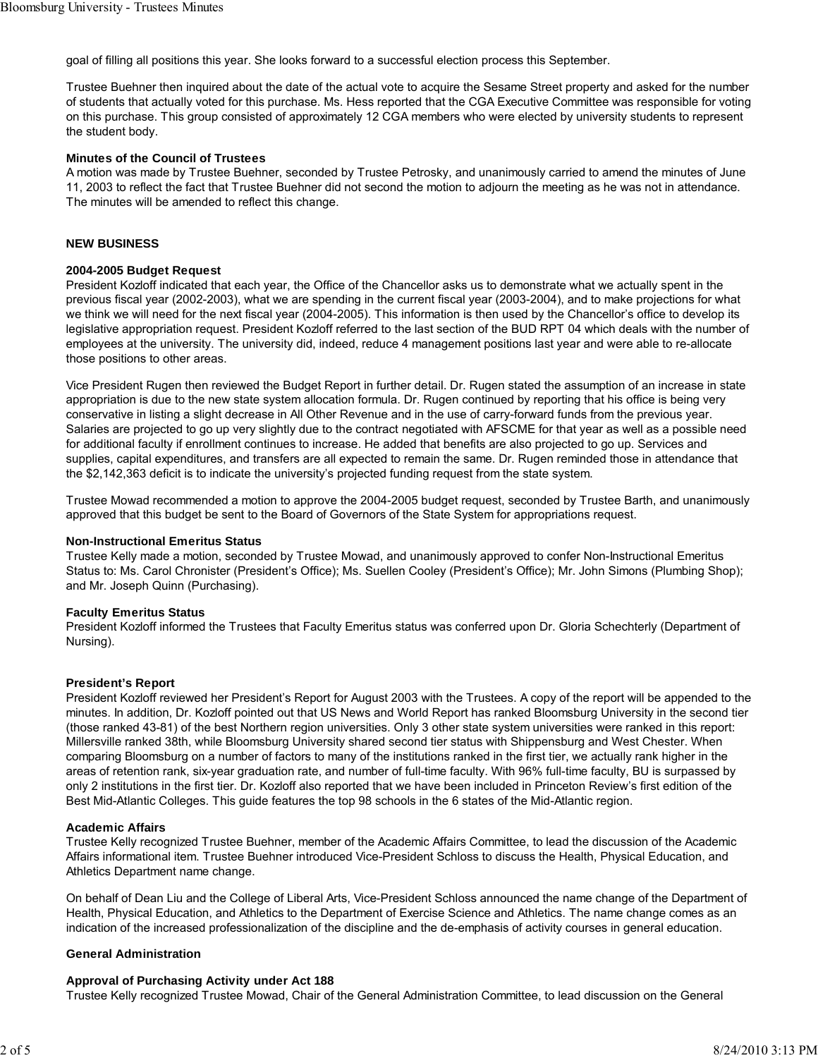goal of filling all positions this year. She looks forward to a successful election process this September.

Trustee Buehner then inquired about the date of the actual vote to acquire the Sesame Street property and asked for the number of students that actually voted for this purchase. Ms. Hess reported that the CGA Executive Committee was responsible for voting on this purchase. This group consisted of approximately 12 CGA members who were elected by university students to represent the student body.

**Minutes of the Council of Trustees**

A motion was made by Trustee Buehner, seconded by Trustee Petrosky, and unanimously carried to amend the minutes of June 11, 2003 to reflect the fact that Trustee Buehner did not second the motion to adjourn the meeting as he was not in attendance. The minutes will be amended to reflect this change.

**NEW BUSINESS**

**2004-2005 Budget Request**

President Kozloff indicated that each year, the Office of the Chancellor asks us to demonstrate what we actually spent in the previous fiscal year (2002-2003), what we are spending in the current fiscal year (2003-2004), and to make projections for what we think we will need for the next fiscal year (2004-2005). This information is then used by the Chancellor's office to develop its legislative appropriation request. President Kozloff referred to the last section of the BUD RPT 04 which deals with the number of employees at the university. The university did, indeed, reduce 4 management positions last year and were able to re-allocate those positions to other areas.

Vice President Rugen then reviewed the Budget Report in further detail. Dr. Rugen stated the assumption of an increase in state appropriation is due to the new state system allocation formula. Dr. Rugen continued by reporting that his office is being very conservative in listing a slight decrease in All Other Revenue and in the use of carry-forward funds from the previous year. Salaries are projected to go up very slightly due to the contract negotiated with AFSCME for that year as well as a possible need for additional faculty if enrollment continues to increase. He added that benefits are also projected to go up. Services and supplies, capital expenditures, and transfers are all expected to remain the same. Dr. Rugen reminded those in attendance that the $2,142,363 deficit is to indicate the university's projected funding request from the state system.

Trustee Mowad recommended a motion to approve the 2004-2005 budget request, seconded by Trustee Barth, and unanimously approved that this budget be sent to the Board of Governors of the State System for appropriations request.

**Non-Instructional Emeritus Status**

Trustee Kelly made a motion, seconded by Trustee Mowad, and unanimously approved to confer Non-Instructional Emeritus Status to: Ms. Carol Chronister (President's Office); Ms. Suellen Cooley (President's Office); Mr. John Simons (Plumbing Shop); and Mr. Joseph Quinn (Purchasing).

**Faculty Emeritus Status**

President Kozloff informed the Trustees that Faculty Emeritus status was conferred upon Dr. Gloria Schechterly (Department of Nursing).

**President's Report**

President Kozloff reviewed her President's Report for August 2003 with the Trustees. A copy of the report will be appended to the minutes. In addition, Dr. Kozloff pointed out that US News and World Report has ranked Bloomsburg University in the second tier (those ranked 43-81) of the best Northern region universities. Only 3 other state system universities were ranked in this report: Millersville ranked 38th, while Bloomsburg University shared second tier status with Shippensburg and West Chester. When comparing Bloomsburg on a number of factors to many of the institutions ranked in the first tier, we actually rank higher in the areas of retention rank, six-year graduation rate, and number of full-time faculty. With 96% full-time faculty, BU is surpassed by only 2 institutions in the first tier. Dr. Kozloff also reported that we have been included in Princeton Review's first edition of the Best Mid-Atlantic Colleges. This guide features the top 98 schools in the 6 states of the Mid-Atlantic region.

**Academic Affairs**

Trustee Kelly recognized Trustee Buehner, member of the Academic Affairs Committee, to lead the discussion of the Academic Affairs informational item. Trustee Buehner introduced Vice-President Schloss to discuss the Health, Physical Education, and Athletics Department name change.

On behalf of Dean Liu and the College of Liberal Arts, Vice-President Schloss announced the name change of the Department of Health, Physical Education, and Athletics to the Department of Exercise Science and Athletics. The name change comes as an indication of the increased professionalization of the discipline and the de-emphasis of activity courses in general education.

**General Administration**

**Approval of Purchasing Activity under Act 188**

Trustee Kelly recognized Trustee Mowad, Chair of the General Administration Committee, to lead discussion on the General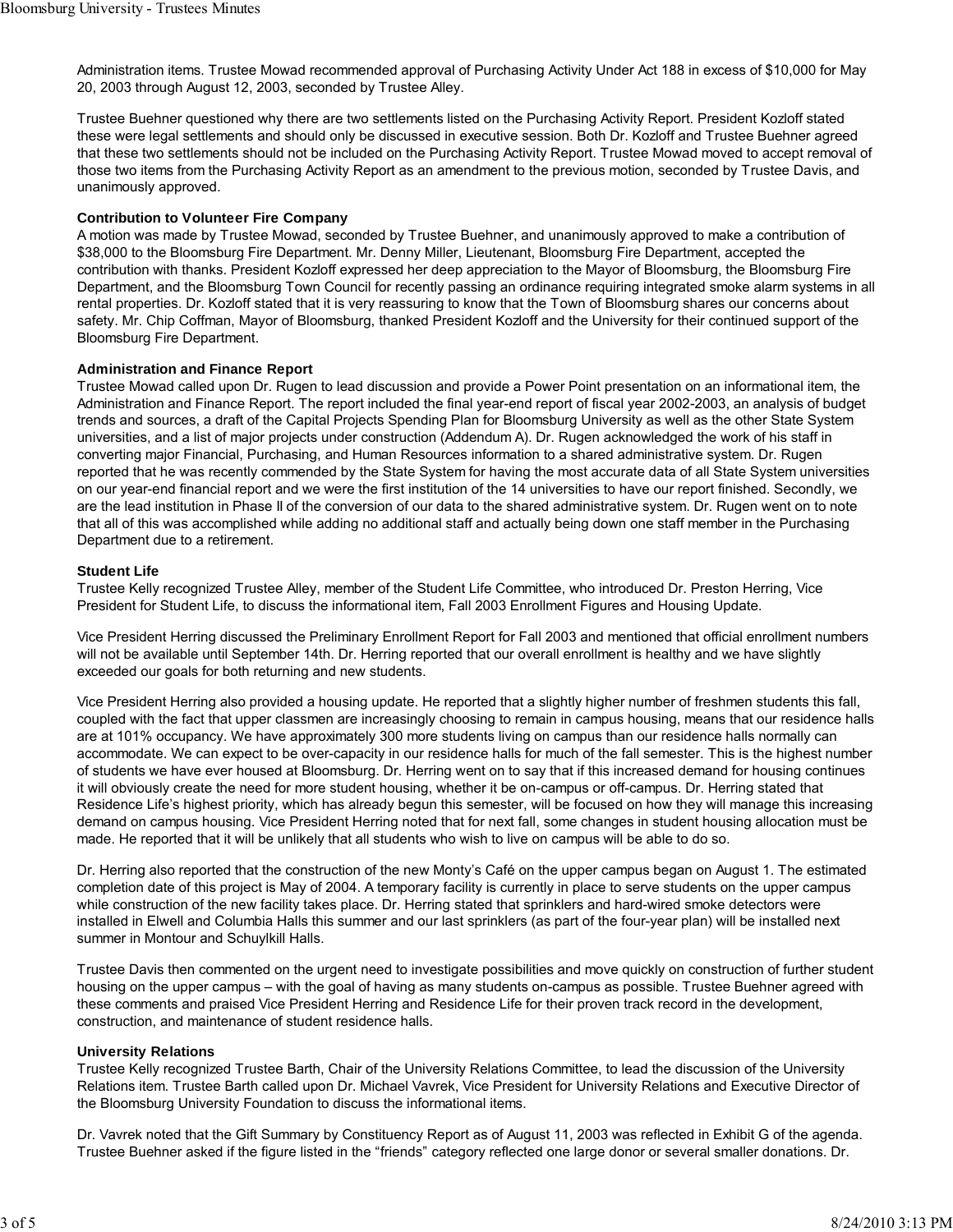Administration items. Trustee Mowad recommended approval of Purchasing Activity Under Act 188 in excess of $10,000 for May 20, 2003 through August 12, 2003, seconded by Trustee Alley.

Trustee Buehner questioned why there are two settlements listed on the Purchasing Activity Report. President Kozloff stated these were legal settlements and should only be discussed in executive session. Both Dr. Kozloff and Trustee Buehner agreed that these two settlements should not be included on the Purchasing Activity Report. Trustee Mowad moved to accept removal of those two items from the Purchasing Activity Report as an amendment to the previous motion, seconded by Trustee Davis, and unanimously approved.

**Contribution to Volunteer Fire Company**
A motion was made by Trustee Mowad, seconded by Trustee Buehner, and unanimously approved to make a contribution of $38,000 to the Bloomsburg Fire Department. Mr. Denny Miller, Lieutenant, Bloomsburg Fire Department, accepted the contribution with thanks. President Kozloff expressed her deep appreciation to the Mayor of Bloomsburg, the Bloomsburg Fire Department, and the Bloomsburg Town Council for recently passing an ordinance requiring integrated smoke alarm systems in all rental properties. Dr. Kozloff stated that it is very reassuring to know that the Town of Bloomsburg shares our concerns about safety. Mr. Chip Coffman, Mayor of Bloomsburg, thanked President Kozloff and the University for their continued support of the Bloomsburg Fire Department.

**Administration and Finance Report**
Trustee Mowad called upon Dr. Rugen to lead discussion and provide a Power Point presentation on an informational item, the Administration and Finance Report. The report included the final year-end report of fiscal year 2002-2003, an analysis of budget trends and sources, a draft of the Capital Projects Spending Plan for Bloomsburg University as well as the other State System universities, and a list of major projects under construction (Addendum A). Dr. Rugen acknowledged the work of his staff in converting major Financial, Purchasing, and Human Resources information to a shared administrative system. Dr. Rugen reported that he was recently commended by the State System for having the most accurate data of all State System universities on our year-end financial report and we were the first institution of the 14 universities to have our report finished. Secondly, we are the lead institution in Phase II of the conversion of our data to the shared administrative system. Dr. Rugen went on to note that all of this was accomplished while adding no additional staff and actually being down one staff member in the Purchasing Department due to a retirement.

**Student Life**
Trustee Kelly recognized Trustee Alley, member of the Student Life Committee, who introduced Dr. Preston Herring, Vice President for Student Life, to discuss the informational item, Fall 2003 Enrollment Figures and Housing Update.

Vice President Herring discussed the Preliminary Enrollment Report for Fall 2003 and mentioned that official enrollment numbers will not be available until September 14th. Dr. Herring reported that our overall enrollment is healthy and we have slightly exceeded our goals for both returning and new students.

Vice President Herring also provided a housing update. He reported that a slightly higher number of freshmen students this fall, coupled with the fact that upper classmen are increasingly choosing to remain in campus housing, means that our residence halls are at 101% occupancy. We have approximately 300 more students living on campus than our residence halls normally can accommodate. We can expect to be over-capacity in our residence halls for much of the fall semester. This is the highest number of students we have ever housed at Bloomsburg. Dr. Herring went on to say that if this increased demand for housing continues it will obviously create the need for more student housing, whether it be on-campus or off-campus. Dr. Herring stated that Residence Life's highest priority, which has already begun this semester, will be focused on how they will manage this increasing demand on campus housing. Vice President Herring noted that for next fall, some changes in student housing allocation must be made. He reported that it will be unlikely that all students who wish to live on campus will be able to do so.

Dr. Herring also reported that the construction of the new Monty's Café on the upper campus began on August 1. The estimated completion date of this project is May of 2004. A temporary facility is currently in place to serve students on the upper campus while construction of the new facility takes place. Dr. Herring stated that sprinklers and hard-wired smoke detectors were installed in Elwell and Columbia Halls this summer and our last sprinklers (as part of the four-year plan) will be installed next summer in Montour and Schuylkill Halls.

Trustee Davis then commented on the urgent need to investigate possibilities and move quickly on construction of further student housing on the upper campus – with the goal of having as many students on-campus as possible. Trustee Buehner agreed with these comments and praised Vice President Herring and Residence Life for their proven track record in the development, construction, and maintenance of student residence halls.

**University Relations**
Trustee Kelly recognized Trustee Barth, Chair of the University Relations Committee, to lead the discussion of the University Relations item. Trustee Barth called upon Dr. Michael Vavrek, Vice President for University Relations and Executive Director of the Bloomsburg University Foundation to discuss the informational items.

Dr. Vavrek noted that the Gift Summary by Constituency Report as of August 11, 2003 was reflected in Exhibit G of the agenda. Trustee Buehner asked if the figure listed in the "friends" category reflected one large donor or several smaller donations. Dr.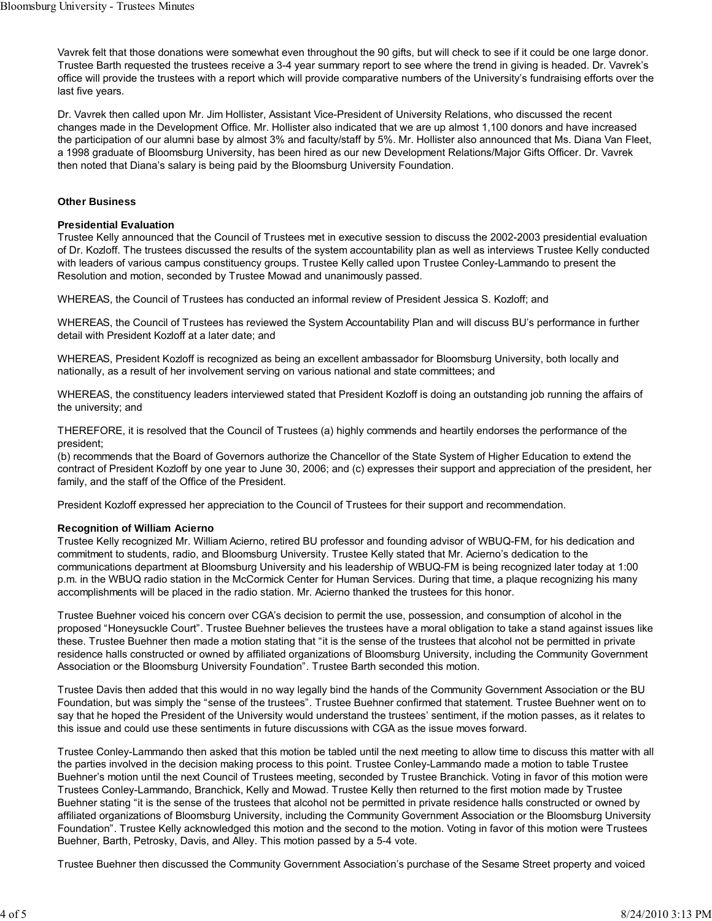Vavrek felt that those donations were somewhat even throughout the 90 gifts, but will check to see if it could be one large donor. Trustee Barth requested the trustees receive a 3-4 year summary report to see where the trend in giving is headed. Dr. Vavrek's office will provide the trustees with a report which will provide comparative numbers of the University's fundraising efforts over the last five years.

Dr. Vavrek then called upon Mr. Jim Hollister, Assistant Vice-President of University Relations, who discussed the recent changes made in the Development Office. Mr. Hollister also indicated that we are up almost 1,100 donors and have increased the participation of our alumni base by almost 3% and faculty/staff by 5%. Mr. Hollister also announced that Ms. Diana Van Fleet, a 1998 graduate of Bloomsburg University, has been hired as our new Development Relations/Major Gifts Officer. Dr. Vavrek then noted that Diana's salary is being paid by the Bloomsburg University Foundation.

**Other Business**

**Presidential Evaluation**

Trustee Kelly announced that the Council of Trustees met in executive session to discuss the 2002-2003 presidential evaluation of Dr. Kozloff. The trustees discussed the results of the system accountability plan as well as interviews Trustee Kelly conducted with leaders of various campus constituency groups. Trustee Kelly called upon Trustee Conley-Lammando to present the Resolution and motion, seconded by Trustee Mowad and unanimously passed.

WHEREAS, the Council of Trustees has conducted an informal review of President Jessica S. Kozloff; and

WHEREAS, the Council of Trustees has reviewed the System Accountability Plan and will discuss BU's performance in further detail with President Kozloff at a later date; and

WHEREAS, President Kozloff is recognized as being an excellent ambassador for Bloomsburg University, both locally and nationally, as a result of her involvement serving on various national and state committees; and

WHEREAS, the constituency leaders interviewed stated that President Kozloff is doing an outstanding job running the affairs of the university; and

THEREFORE, it is resolved that the Council of Trustees (a) highly commends and heartily endorses the performance of the president;
(b) recommends that the Board of Governors authorize the Chancellor of the State System of Higher Education to extend the contract of President Kozloff by one year to June 30, 2006; and (c) expresses their support and appreciation of the president, her family, and the staff of the Office of the President.

President Kozloff expressed her appreciation to the Council of Trustees for their support and recommendation.

**Recognition of William Acierno**

Trustee Kelly recognized Mr. William Acierno, retired BU professor and founding advisor of WBUQ-FM, for his dedication and commitment to students, radio, and Bloomsburg University. Trustee Kelly stated that Mr. Acierno's dedication to the communications department at Bloomsburg University and his leadership of WBUQ-FM is being recognized later today at 1:00 p.m. in the WBUQ radio station in the McCormick Center for Human Services. During that time, a plaque recognizing his many accomplishments will be placed in the radio station. Mr. Acierno thanked the trustees for this honor.

Trustee Buehner voiced his concern over CGA's decision to permit the use, possession, and consumption of alcohol in the proposed "Honeysuckle Court". Trustee Buehner believes the trustees have a moral obligation to take a stand against issues like these. Trustee Buehner then made a motion stating that "it is the sense of the trustees that alcohol not be permitted in private residence halls constructed or owned by affiliated organizations of Bloomsburg University, including the Community Government Association or the Bloomsburg University Foundation". Trustee Barth seconded this motion.

Trustee Davis then added that this would in no way legally bind the hands of the Community Government Association or the BU Foundation, but was simply the "sense of the trustees". Trustee Buehner confirmed that statement. Trustee Buehner went on to say that he hoped the President of the University would understand the trustees' sentiment, if the motion passes, as it relates to this issue and could use these sentiments in future discussions with CGA as the issue moves forward.

Trustee Conley-Lammando then asked that this motion be tabled until the next meeting to allow time to discuss this matter with all the parties involved in the decision making process to this point. Trustee Conley-Lammando made a motion to table Trustee Buehner's motion until the next Council of Trustees meeting, seconded by Trustee Branchick. Voting in favor of this motion were Trustees Conley-Lammando, Branchick, Kelly and Mowad. Trustee Kelly then returned to the first motion made by Trustee Buehner stating "it is the sense of the trustees that alcohol not be permitted in private residence halls constructed or owned by affiliated organizations of Bloomsburg University, including the Community Government Association or the Bloomsburg University Foundation". Trustee Kelly acknowledged this motion and the second to the motion. Voting in favor of this motion were Trustees Buehner, Barth, Petrosky, Davis, and Alley. This motion passed by a 5-4 vote.

Trustee Buehner then discussed the Community Government Association's purchase of the Sesame Street property and voiced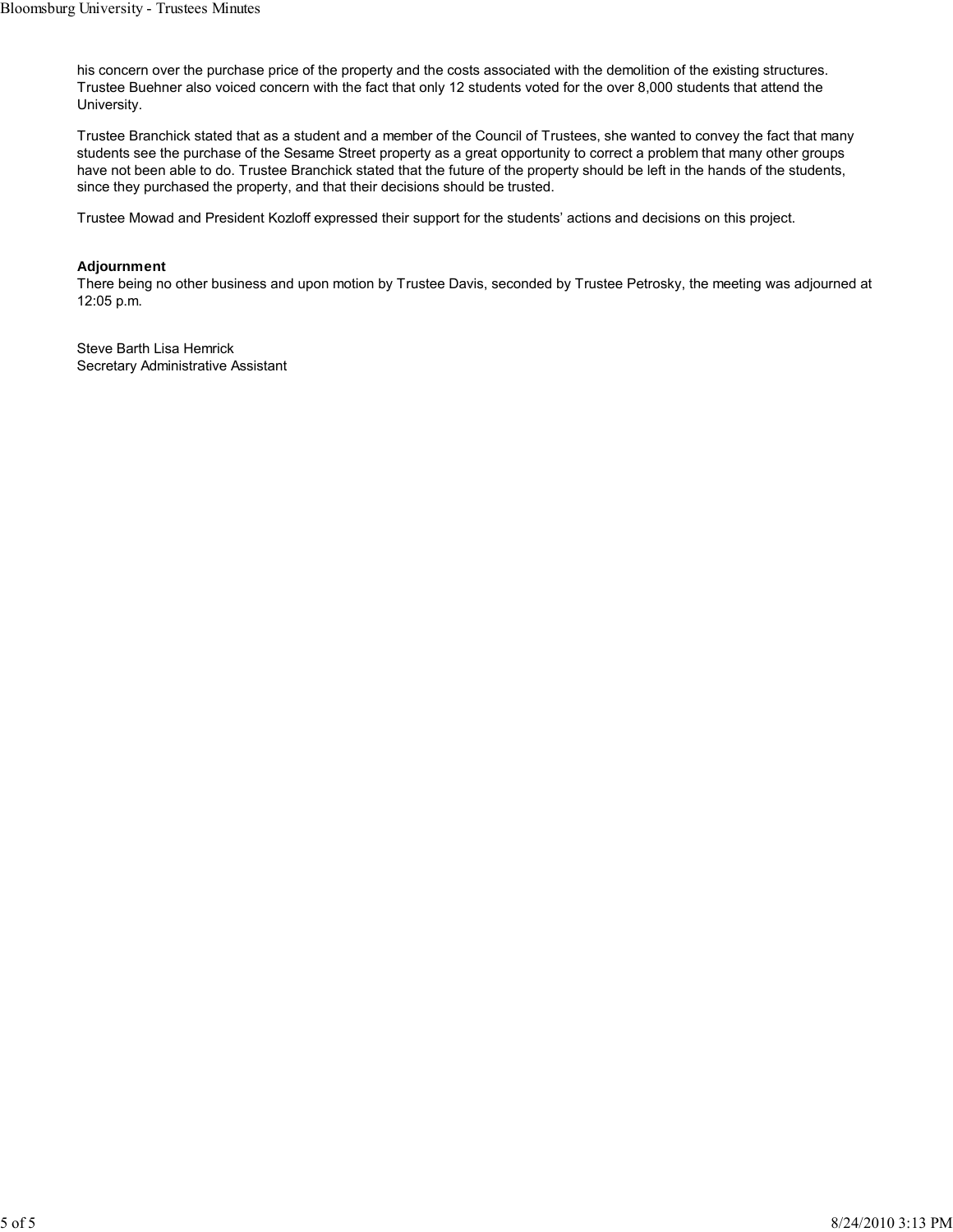his concern over the purchase price of the property and the costs associated with the demolition of the existing structures. Trustee Buehner also voiced concern with the fact that only 12 students voted for the over 8,000 students that attend the University.

Trustee Branchick stated that as a student and a member of the Council of Trustees, she wanted to convey the fact that many students see the purchase of the Sesame Street property as a great opportunity to correct a problem that many other groups have not been able to do. Trustee Branchick stated that the future of the property should be left in the hands of the students, since they purchased the property, and that their decisions should be trusted.

Trustee Mowad and President Kozloff expressed their support for the students' actions and decisions on this project.

**Adjournment**

There being no other business and upon motion by Trustee Davis, seconded by Trustee Petrosky, the meeting was adjourned at 12:05 p.m.

Steve Barth Lisa Hemrick
Secretary Administrative Assistant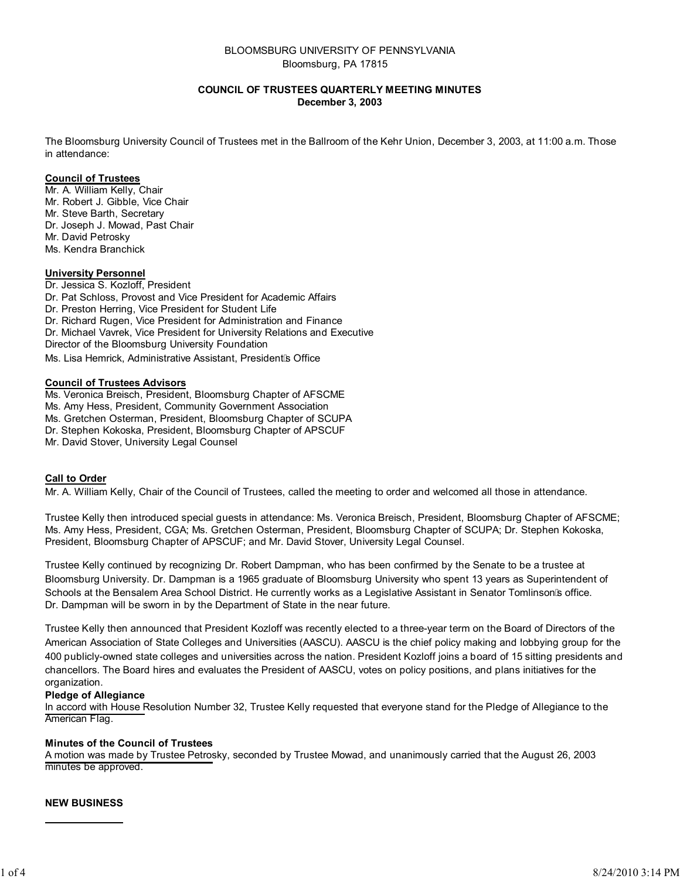BLOOMSBURG UNIVERSITY OF PENNSYLVANIA
Bloomsburg, PA 17815

**COUNCIL OF TRUSTEES QUARTERLY MEETING MINUTES**
**December 3, 2003**

The Bloomsburg University Council of Trustees met in the Ballroom of the Kehr Union, December 3, 2003, at 11:00 a.m. Those in attendance:

**Council of Trustees**
Mr. A. William Kelly, Chair
Mr. Robert J. Gibble, Vice Chair
Mr. Steve Barth, Secretary
Dr. Joseph J. Mowad, Past Chair
Mr. David Petrosky
Ms. Kendra Branchick

**University Personnel**
Dr. Jessica S. Kozloff, President
Dr. Pat Schloss, Provost and Vice President for Academic Affairs
Dr. Preston Herring, Vice President for Student Life
Dr. Richard Rugen, Vice President for Administration and Finance
Dr. Michael Vavrek, Vice President for University Relations and Executive Director of the Bloomsburg University Foundation
Ms. Lisa Hemrick, Administrative Assistant, President's Office

**Council of Trustees Advisors**
Ms. Veronica Breisch, President, Bloomsburg Chapter of AFSCME
Ms. Amy Hess, President, Community Government Association
Ms. Gretchen Osterman, President, Bloomsburg Chapter of SCUPA
Dr. Stephen Kokoska, President, Bloomsburg Chapter of APSCUF
Mr. David Stover, University Legal Counsel

**Call to Order**
Mr. A. William Kelly, Chair of the Council of Trustees, called the meeting to order and welcomed all those in attendance.

Trustee Kelly then introduced special guests in attendance: Ms. Veronica Breisch, President, Bloomsburg Chapter of AFSCME; Ms. Amy Hess, President, CGA; Ms. Gretchen Osterman, President, Bloomsburg Chapter of SCUPA; Dr. Stephen Kokoska, President, Bloomsburg Chapter of APSCUF; and Mr. David Stover, University Legal Counsel.

Trustee Kelly continued by recognizing Dr. Robert Dampman, who has been confirmed by the Senate to be a trustee at Bloomsburg University. Dr. Dampman is a 1965 graduate of Bloomsburg University who spent 13 years as Superintendent of Schools at the Bensalem Area School District. He currently works as a Legislative Assistant in Senator Tomlinson's office. Dr. Dampman will be sworn in by the Department of State in the near future.

Trustee Kelly then announced that President Kozloff was recently elected to a three-year term on the Board of Directors of the American Association of State Colleges and Universities (AASCU). AASCU is the chief policy making and lobbying group for the 400 publicly-owned state colleges and universities across the nation. President Kozloff joins a board of 15 sitting presidents and chancellors. The Board hires and evaluates the President of AASCU, votes on policy positions, and plans initiatives for the organization.

**Pledge of Allegiance**
In accord with House Resolution Number 32, Trustee Kelly requested that everyone stand for the Pledge of Allegiance to the American Flag.

**Minutes of the Council of Trustees**
A motion was made by Trustee Petrosky, seconded by Trustee Mowad, and unanimously carried that the August 26, 2003 minutes be approved.

**NEW BUSINESS**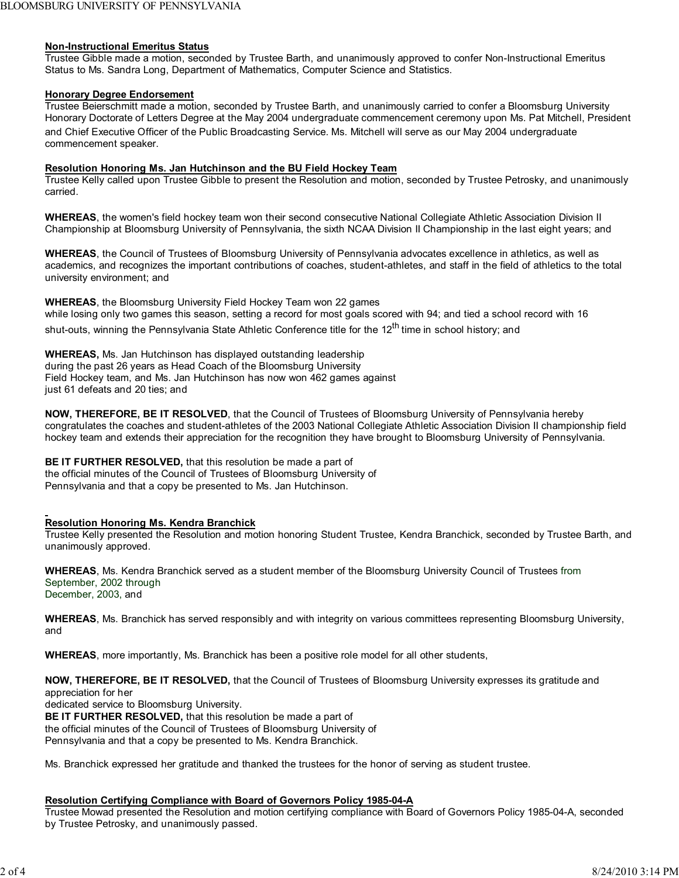**Non-Instructional Emeritus Status**
Trustee Gibble made a motion, seconded by Trustee Barth, and unanimously approved to confer Non-Instructional Emeritus Status to Ms. Sandra Long, Department of Mathematics, Computer Science and Statistics.

**Honorary Degree Endorsement**
Trustee Beierschmitt made a motion, seconded by Trustee Barth, and unanimously carried to confer a Bloomsburg University Honorary Doctorate of Letters Degree at the May 2004 undergraduate commencement ceremony upon Ms. Pat Mitchell, President and Chief Executive Officer of the Public Broadcasting Service. Ms. Mitchell will serve as our May 2004 undergraduate commencement speaker.

**Resolution Honoring Ms. Jan Hutchinson and the BU Field Hockey Team**
Trustee Kelly called upon Trustee Gibble to present the Resolution and motion, seconded by Trustee Petrosky, and unanimously carried.

**WHEREAS**, the women's field hockey team won their second consecutive National Collegiate Athletic Association Division II Championship at Bloomsburg University of Pennsylvania, the sixth NCAA Division II Championship in the last eight years; and

**WHEREAS**, the Council of Trustees of Bloomsburg University of Pennsylvania advocates excellence in athletics, as well as academics, and recognizes the important contributions of coaches, student-athletes, and staff in the field of athletics to the total university environment; and

**WHEREAS**, the Bloomsburg University Field Hockey Team won 22 games while losing only two games this season, setting a record for most goals scored with 94; and tied a school record with 16 shut-outs, winning the Pennsylvania State Athletic Conference title for the 12th time in school history; and

**WHEREAS,** Ms. Jan Hutchinson has displayed outstanding leadership during the past 26 years as Head Coach of the Bloomsburg University Field Hockey team, and Ms. Jan Hutchinson has now won 462 games against just 61 defeats and 20 ties; and

**NOW, THEREFORE, BE IT RESOLVED**, that the Council of Trustees of Bloomsburg University of Pennsylvania hereby congratulates the coaches and student-athletes of the 2003 National Collegiate Athletic Association Division II championship field hockey team and extends their appreciation for the recognition they have brought to Bloomsburg University of Pennsylvania.

**BE IT FURTHER RESOLVED,** that this resolution be made a part of the official minutes of the Council of Trustees of Bloomsburg University of Pennsylvania and that a copy be presented to Ms. Jan Hutchinson.

**Resolution Honoring Ms. Kendra Branchick**
Trustee Kelly presented the Resolution and motion honoring Student Trustee, Kendra Branchick, seconded by Trustee Barth, and unanimously approved.

**WHEREAS**, Ms. Kendra Branchick served as a student member of the Bloomsburg University Council of Trustees from September, 2002 through December, 2003, and

**WHEREAS**, Ms. Branchick has served responsibly and with integrity on various committees representing Bloomsburg University, and

**WHEREAS**, more importantly, Ms. Branchick has been a positive role model for all other students,

**NOW, THEREFORE, BE IT RESOLVED,** that the Council of Trustees of Bloomsburg University expresses its gratitude and appreciation for her dedicated service to Bloomsburg University.
**BE IT FURTHER RESOLVED,** that this resolution be made a part of the official minutes of the Council of Trustees of Bloomsburg University of Pennsylvania and that a copy be presented to Ms. Kendra Branchick.

Ms. Branchick expressed her gratitude and thanked the trustees for the honor of serving as student trustee.

**Resolution Certifying Compliance with Board of Governors Policy 1985-04-A**
Trustee Mowad presented the Resolution and motion certifying compliance with Board of Governors Policy 1985-04-A, seconded by Trustee Petrosky, and unanimously passed.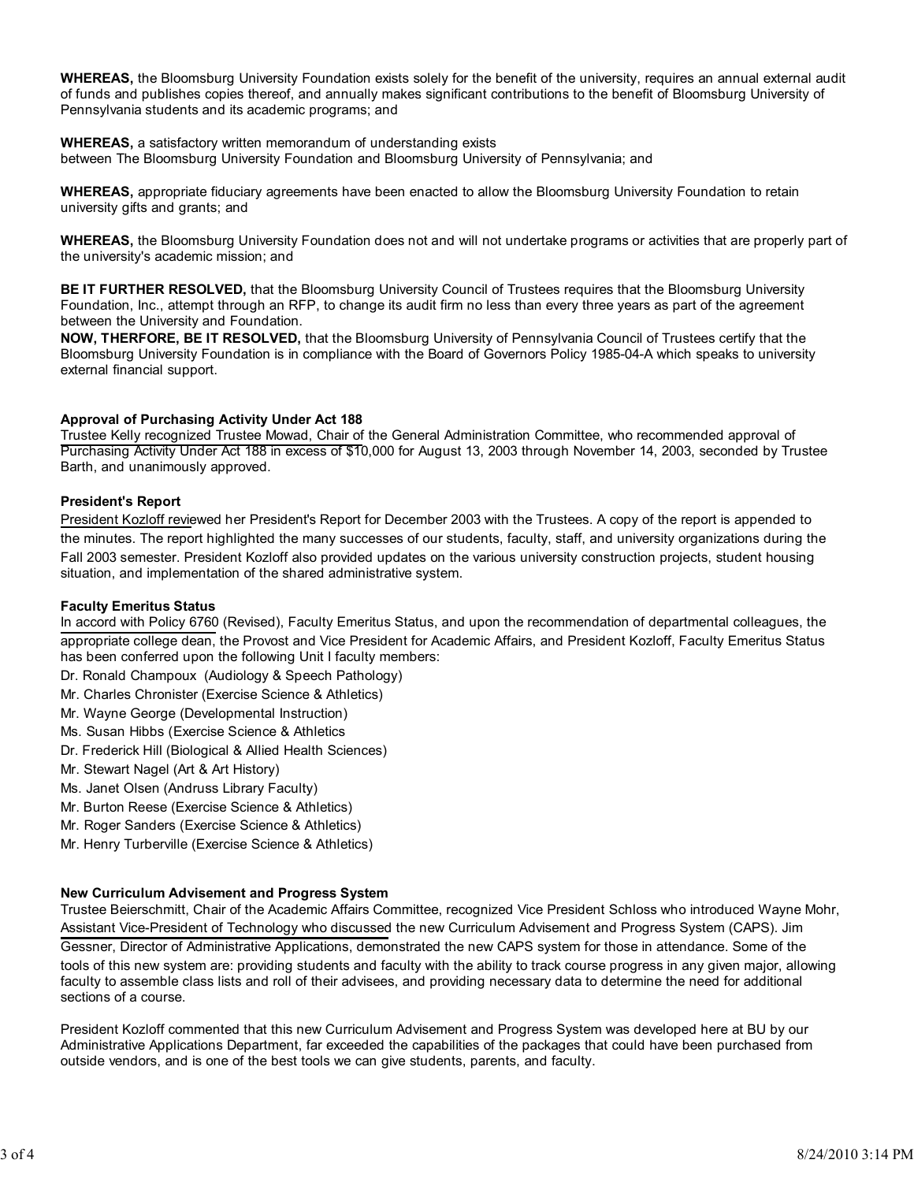**WHEREAS,** the Bloomsburg University Foundation exists solely for the benefit of the university, requires an annual external audit of funds and publishes copies thereof, and annually makes significant contributions to the benefit of Bloomsburg University of Pennsylvania students and its academic programs; and

**WHEREAS,** a satisfactory written memorandum of understanding exists between The Bloomsburg University Foundation and Bloomsburg University of Pennsylvania; and

**WHEREAS,** appropriate fiduciary agreements have been enacted to allow the Bloomsburg University Foundation to retain university gifts and grants; and

**WHEREAS,** the Bloomsburg University Foundation does not and will not undertake programs or activities that are properly part of the university's academic mission; and

**BE IT FURTHER RESOLVED,** that the Bloomsburg University Council of Trustees requires that the Bloomsburg University Foundation, Inc., attempt through an RFP, to change its audit firm no less than every three years as part of the agreement between the University and Foundation.
**NOW, THERFORE, BE IT RESOLVED,** that the Bloomsburg University of Pennsylvania Council of Trustees certify that the Bloomsburg University Foundation is in compliance with the Board of Governors Policy 1985-04-A which speaks to university external financial support.

**Approval of Purchasing Activity Under Act 188**
Trustee Kelly recognized Trustee Mowad, Chair of the General Administration Committee, who recommended approval of Purchasing Activity Under Act 188 in excess of $10,000 for August 13, 2003 through November 14, 2003, seconded by Trustee Barth, and unanimously approved.

**President's Report**
President Kozloff reviewed her President's Report for December 2003 with the Trustees. A copy of the report is appended to the minutes. The report highlighted the many successes of our students, faculty, staff, and university organizations during the Fall 2003 semester. President Kozloff also provided updates on the various university construction projects, student housing situation, and implementation of the shared administrative system.

**Faculty Emeritus Status**
In accord with Policy 6760 (Revised), Faculty Emeritus Status, and upon the recommendation of departmental colleagues, the appropriate college dean, the Provost and Vice President for Academic Affairs, and President Kozloff, Faculty Emeritus Status has been conferred upon the following Unit I faculty members:

Dr. Ronald Champoux (Audiology & Speech Pathology)
Mr. Charles Chronister (Exercise Science & Athletics)
Mr. Wayne George (Developmental Instruction)
Ms. Susan Hibbs (Exercise Science & Athletics
Dr. Frederick Hill (Biological & Allied Health Sciences)
Mr. Stewart Nagel (Art & Art History)
Ms. Janet Olsen (Andruss Library Faculty)
Mr. Burton Reese (Exercise Science & Athletics)
Mr. Roger Sanders (Exercise Science & Athletics)
Mr. Henry Turberville (Exercise Science & Athletics)

**New Curriculum Advisement and Progress System**
Trustee Beierschmitt, Chair of the Academic Affairs Committee, recognized Vice President Schloss who introduced Wayne Mohr, Assistant Vice-President of Technology who discussed the new Curriculum Advisement and Progress System (CAPS). Jim Gessner, Director of Administrative Applications, demonstrated the new CAPS system for those in attendance. Some of the tools of this new system are: providing students and faculty with the ability to track course progress in any given major, allowing faculty to assemble class lists and roll of their advisees, and providing necessary data to determine the need for additional sections of a course.

President Kozloff commented that this new Curriculum Advisement and Progress System was developed here at BU by our Administrative Applications Department, far exceeded the capabilities of the packages that could have been purchased from outside vendors, and is one of the best tools we can give students, parents, and faculty.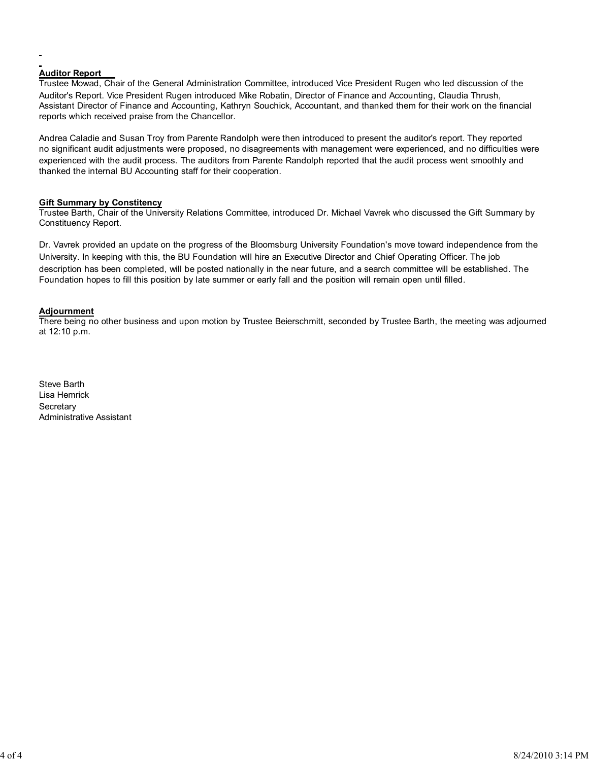**Auditor Report**

Trustee Mowad, Chair of the General Administration Committee, introduced Vice President Rugen who led discussion of the Auditor's Report. Vice President Rugen introduced Mike Robatin, Director of Finance and Accounting, Claudia Thrush, Assistant Director of Finance and Accounting, Kathryn Souchick, Accountant, and thanked them for their work on the financial reports which received praise from the Chancellor.

Andrea Caladie and Susan Troy from Parente Randolph were then introduced to present the auditor's report. They reported no significant audit adjustments were proposed, no disagreements with management were experienced, and no difficulties were experienced with the audit process. The auditors from Parente Randolph reported that the audit process went smoothly and thanked the internal BU Accounting staff for their cooperation.

**Gift Summary by Constitency**

Trustee Barth, Chair of the University Relations Committee, introduced Dr. Michael Vavrek who discussed the Gift Summary by Constituency Report.

Dr. Vavrek provided an update on the progress of the Bloomsburg University Foundation's move toward independence from the University. In keeping with this, the BU Foundation will hire an Executive Director and Chief Operating Officer. The job description has been completed, will be posted nationally in the near future, and a search committee will be established. The Foundation hopes to fill this position by late summer or early fall and the position will remain open until filled.

**Adjournment**

There being no other business and upon motion by Trustee Beierschmitt, seconded by Trustee Barth, the meeting was adjourned at 12:10 p.m.

Steve Barth
Lisa Hemrick
Secretary
Administrative Assistant